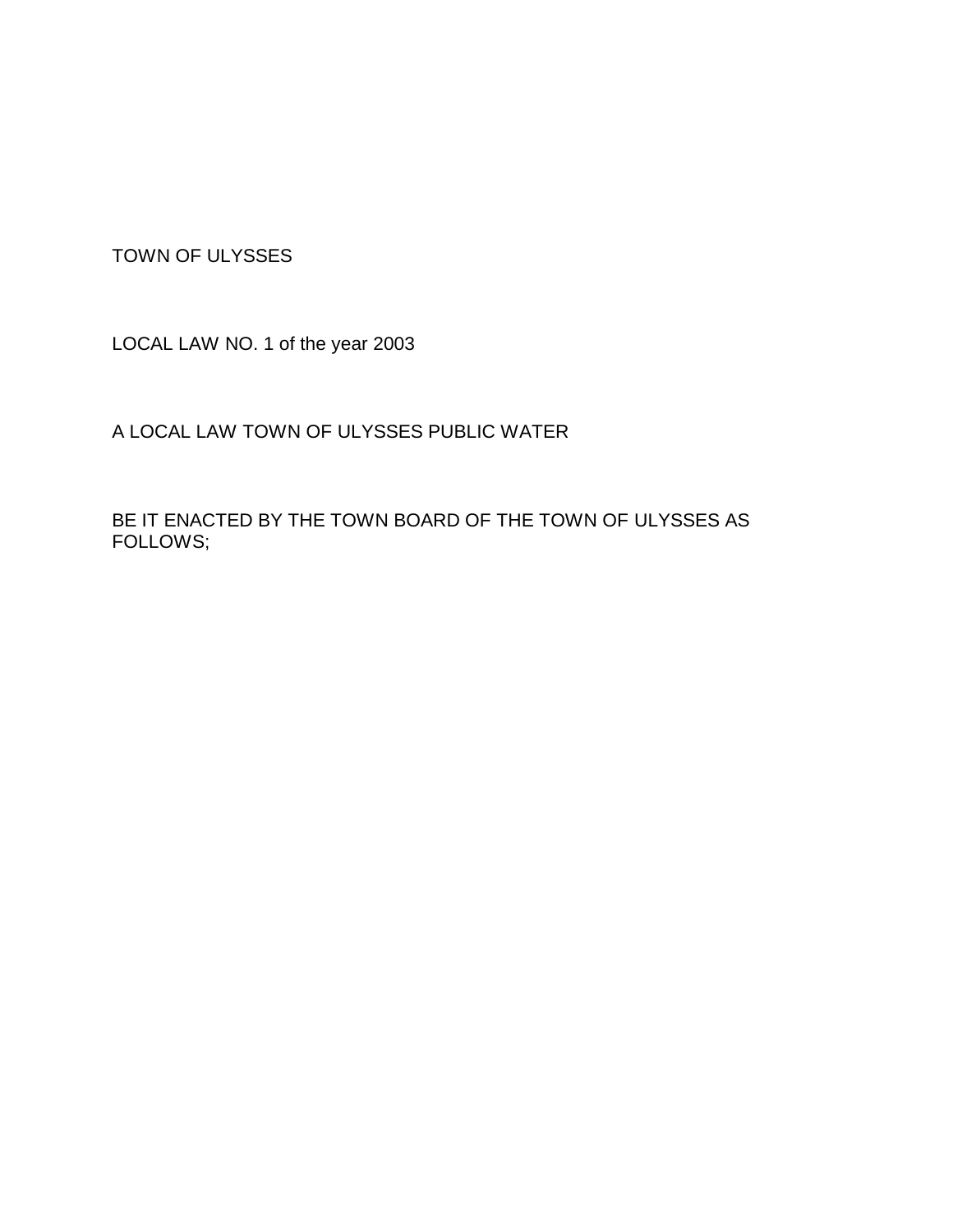TOWN OF ULYSSES

LOCAL LAW NO. 1 of the year 2003

A LOCAL LAW TOWN OF ULYSSES PUBLIC WATER

BE IT ENACTED BY THE TOWN BOARD OF THE TOWN OF ULYSSES AS FOLLOWS;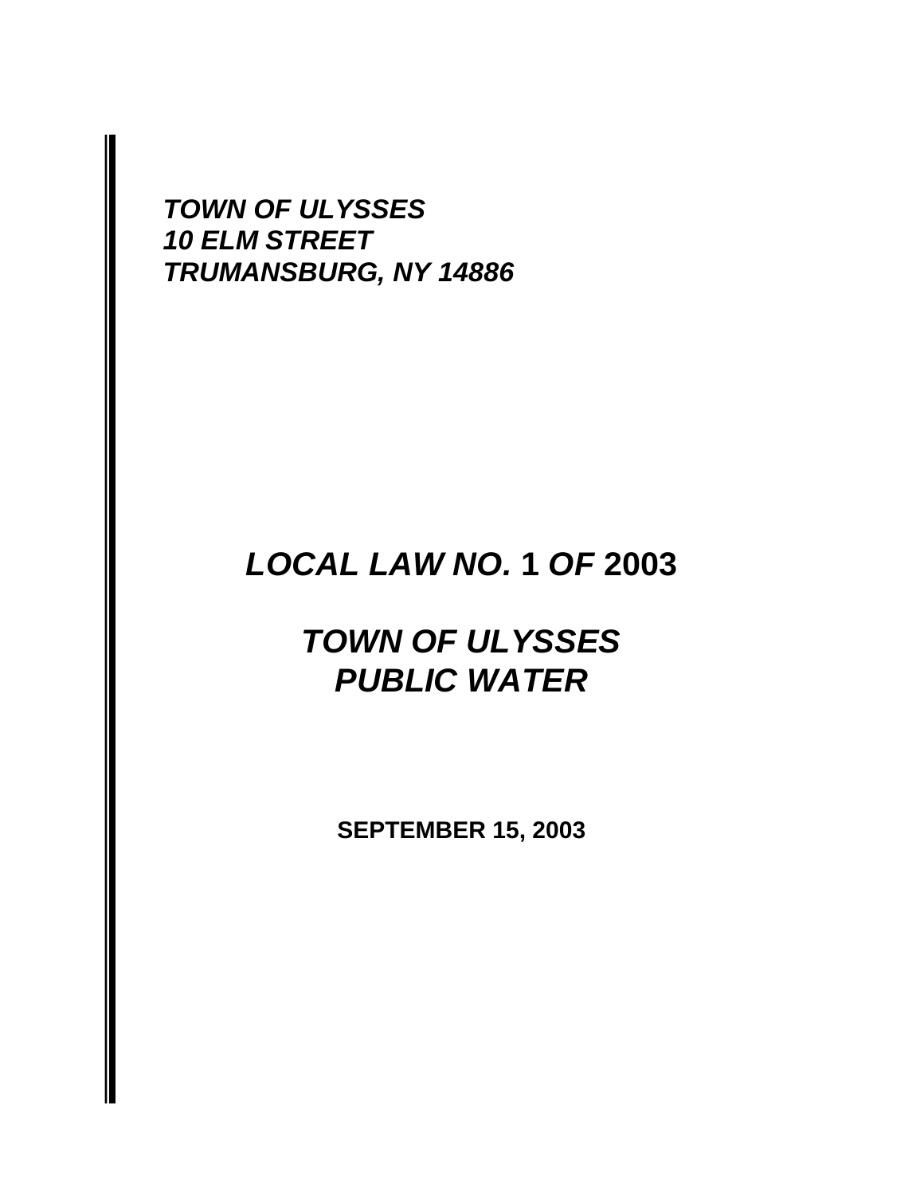***TOWN OF ULYSSES***
***10 ELM STREET***
***TRUMANSBURG, NY 14886***

# *LOCAL LAW NO.* 1 *OF* 2003

# *TOWN OF ULYSSES*
# *PUBLIC WATER*

**SEPTEMBER 15, 2003**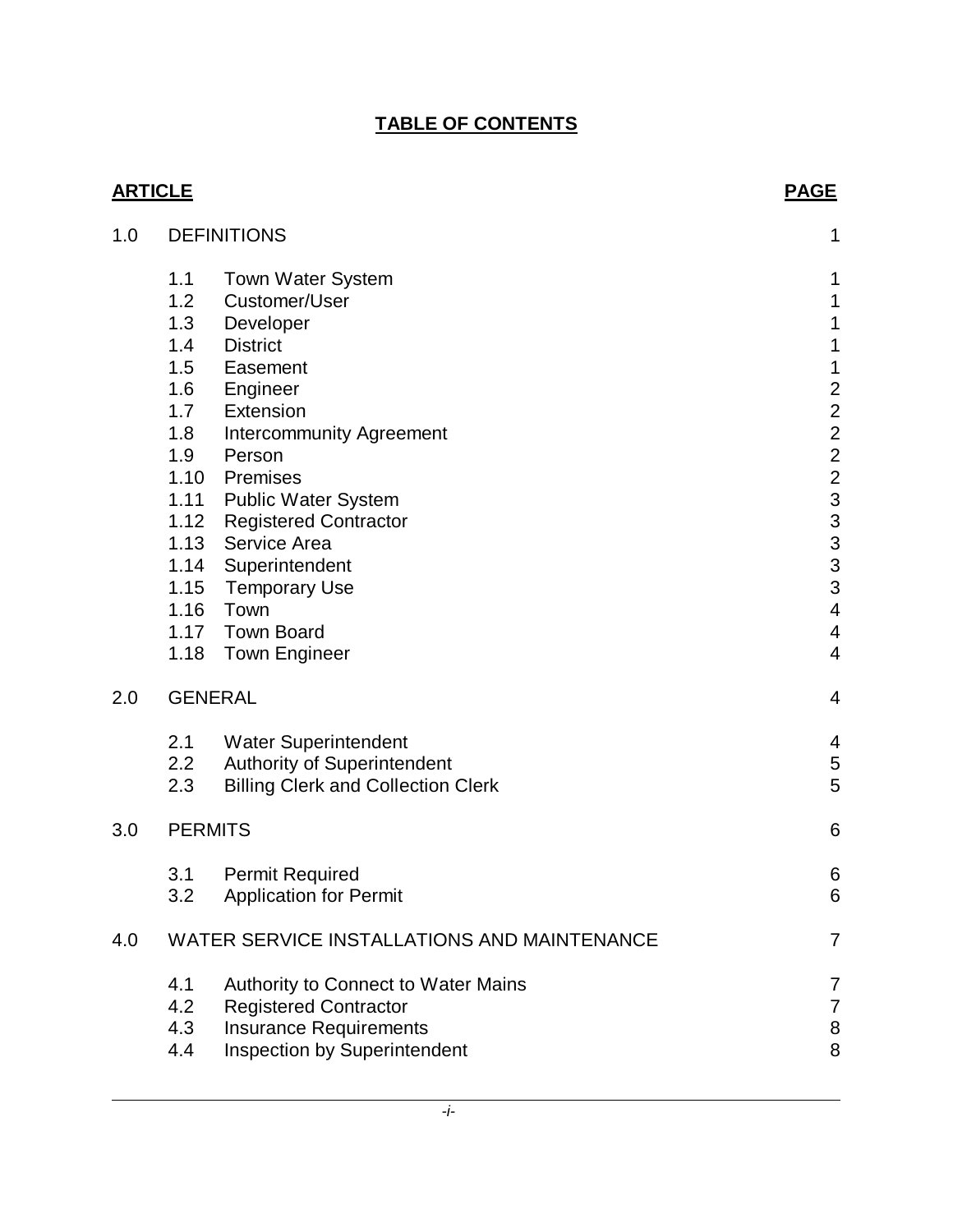# TABLE OF CONTENTS

| ARTICLE | | | PAGE |
|---|---|---|---|
| 1.0 | DEFINITIONS | | 1 |
| | 1.1 | Town Water System | 1 |
| | 1.2 | Customer/User | 1 |
| | 1.3 | Developer | 1 |
| | 1.4 | District | 1 |
| | 1.5 | Easement | 1 |
| | 1.6 | Engineer | 2 |
| | 1.7 | Extension | 2 |
| | 1.8 | Intercommunity Agreement | 2 |
| | 1.9 | Person | 2 |
| | 1.10 | Premises | 2 |
| | 1.11 | Public Water System | 3 |
| | 1.12 | Registered Contractor | 3 |
| | 1.13 | Service Area | 3 |
| | 1.14 | Superintendent | 3 |
| | 1.15 | Temporary Use | 3 |
| | 1.16 | Town | 4 |
| | 1.17 | Town Board | 4 |
| | 1.18 | Town Engineer | 4 |
| 2.0 | GENERAL | | 4 |
| | 2.1 | Water Superintendent | 4 |
| | 2.2 | Authority of Superintendent | 5 |
| | 2.3 | Billing Clerk and Collection Clerk | 5 |
| 3.0 | PERMITS | | 6 |
| | 3.1 | Permit Required | 6 |
| | 3.2 | Application for Permit | 6 |
| 4.0 | WATER SERVICE INSTALLATIONS AND MAINTENANCE | | 7 |
| | 4.1 | Authority to Connect to Water Mains | 7 |
| | 4.2 | Registered Contractor | 7 |
| | 4.3 | Insurance Requirements | 8 |
| | 4.4 | Inspection by Superintendent | 8 |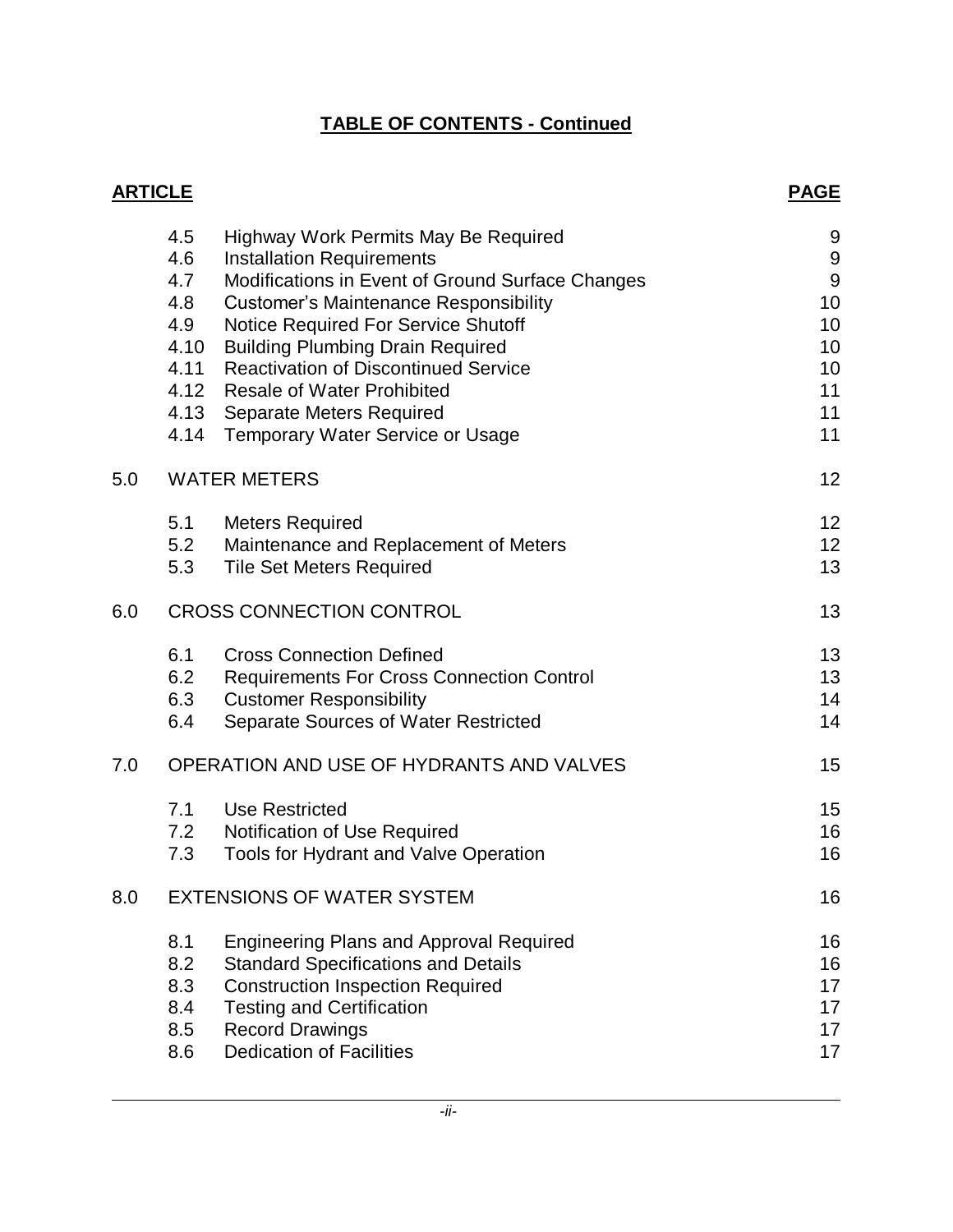## TABLE OF CONTENTS - Continued

| ARTICLE | | | PAGE |
|---|---|---|---|
| | 4.5 | Highway Work Permits May Be Required | 9 |
| | 4.6 | Installation Requirements | 9 |
| | 4.7 | Modifications in Event of Ground Surface Changes | 9 |
| | 4.8 | Customer's Maintenance Responsibility | 10 |
| | 4.9 | Notice Required For Service Shutoff | 10 |
| | 4.10 | Building Plumbing Drain Required | 10 |
| | 4.11 | Reactivation of Discontinued Service | 10 |
| | 4.12 | Resale of Water Prohibited | 11 |
| | 4.13 | Separate Meters Required | 11 |
| | 4.14 | Temporary Water Service or Usage | 11 |
| 5.0 | WATER METERS | | 12 |
| | 5.1 | Meters Required | 12 |
| | 5.2 | Maintenance and Replacement of Meters | 12 |
| | 5.3 | Tile Set Meters Required | 13 |
| 6.0 | CROSS CONNECTION CONTROL | | 13 |
| | 6.1 | Cross Connection Defined | 13 |
| | 6.2 | Requirements For Cross Connection Control | 13 |
| | 6.3 | Customer Responsibility | 14 |
| | 6.4 | Separate Sources of Water Restricted | 14 |
| 7.0 | OPERATION AND USE OF HYDRANTS AND VALVES | | 15 |
| | 7.1 | Use Restricted | 15 |
| | 7.2 | Notification of Use Required | 16 |
| | 7.3 | Tools for Hydrant and Valve Operation | 16 |
| 8.0 | EXTENSIONS OF WATER SYSTEM | | 16 |
| | 8.1 | Engineering Plans and Approval Required | 16 |
| | 8.2 | Standard Specifications and Details | 16 |
| | 8.3 | Construction Inspection Required | 17 |
| | 8.4 | Testing and Certification | 17 |
| | 8.5 | Record Drawings | 17 |
| | 8.6 | Dedication of Facilities | 17 |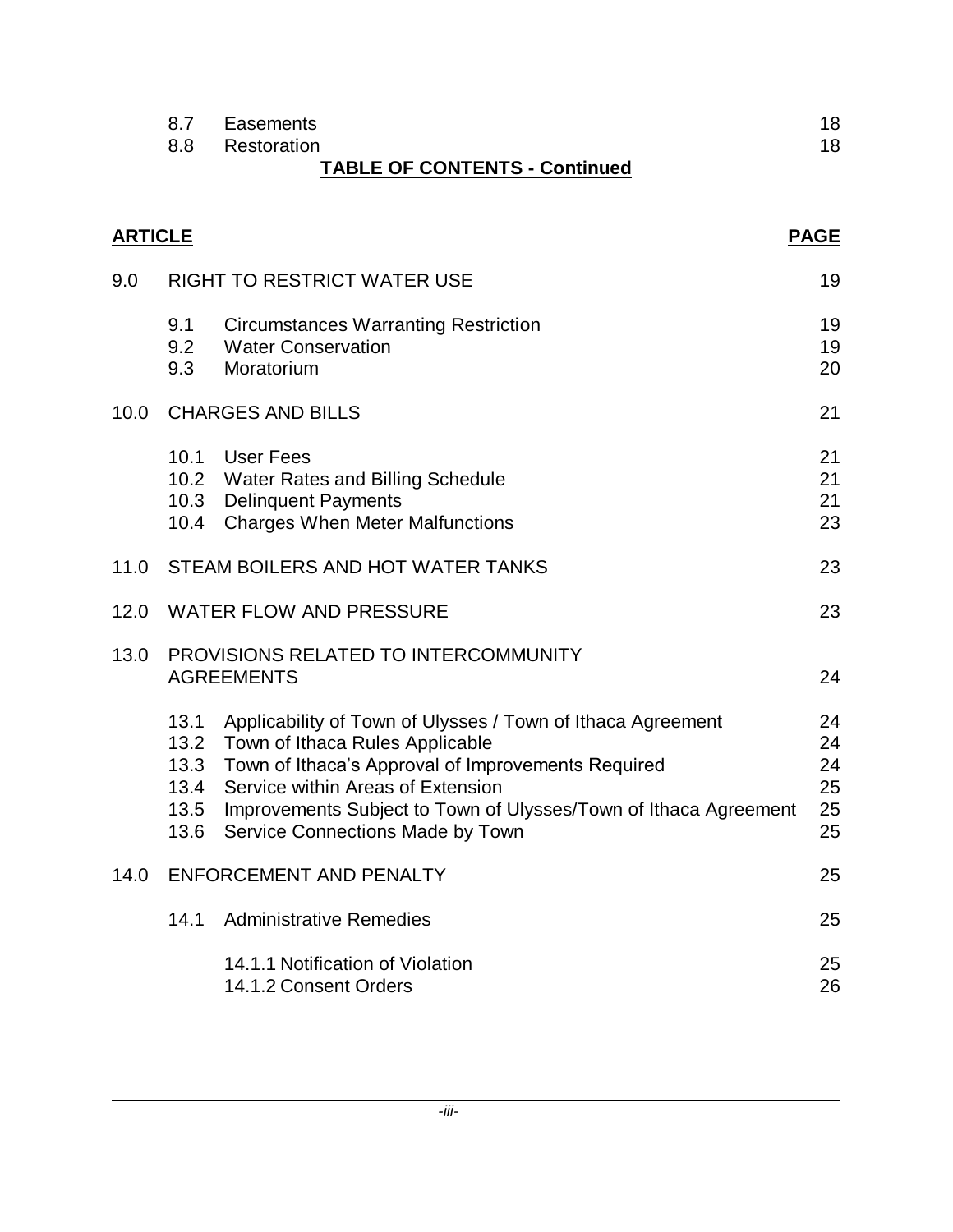| | | | |
|---|---|---|---|
| | 8.7 | Easements | 18 |
| | 8.8 | Restoration | 18 |

## TABLE OF CONTENTS - Continued

| **ARTICLE** | | | **PAGE** |
|---|---|---|---|
| 9.0 | RIGHT TO RESTRICT WATER USE | | 19 |
| | 9.1 | Circumstances Warranting Restriction | 19 |
| | 9.2 | Water Conservation | 19 |
| | 9.3 | Moratorium | 20 |
| 10.0 | CHARGES AND BILLS | | 21 |
| | 10.1 | User Fees | 21 |
| | 10.2 | Water Rates and Billing Schedule | 21 |
| | 10.3 | Delinquent Payments | 21 |
| | 10.4 | Charges When Meter Malfunctions | 23 |
| 11.0 | STEAM BOILERS AND HOT WATER TANKS | | 23 |
| 12.0 | WATER FLOW AND PRESSURE | | 23 |
| 13.0 | PROVISIONS RELATED TO INTERCOMMUNITY AGREEMENTS | | 24 |
| | 13.1 | Applicability of Town of Ulysses / Town of Ithaca Agreement | 24 |
| | 13.2 | Town of Ithaca Rules Applicable | 24 |
| | 13.3 | Town of Ithaca's Approval of Improvements Required | 24 |
| | 13.4 | Service within Areas of Extension | 25 |
| | 13.5 | Improvements Subject to Town of Ulysses/Town of Ithaca Agreement | 25 |
| | 13.6 | Service Connections Made by Town | 25 |
| 14.0 | ENFORCEMENT AND PENALTY | | 25 |
| | 14.1 | Administrative Remedies | 25 |
| | | 14.1.1 Notification of Violation | 25 |
| | | 14.1.2 Consent Orders | 26 |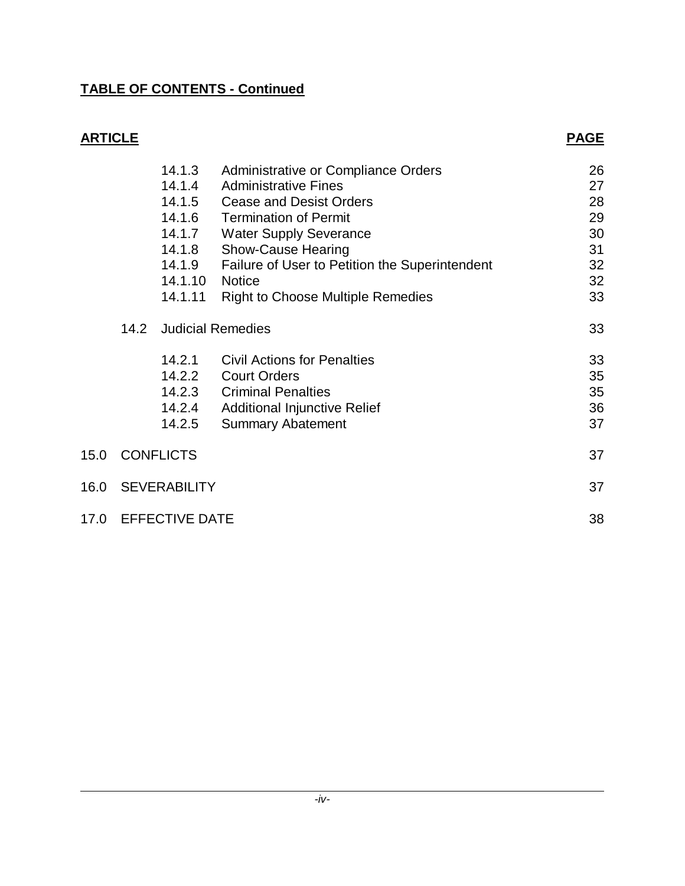**TABLE OF CONTENTS - Continued**

| **ARTICLE** | | | | **PAGE** |
|---|---|---|---|---|
| | | 14.1.3 | Administrative or Compliance Orders | 26 |
| | | 14.1.4 | Administrative Fines | 27 |
| | | 14.1.5 | Cease and Desist Orders | 28 |
| | | 14.1.6 | Termination of Permit | 29 |
| | | 14.1.7 | Water Supply Severance | 30 |
| | | 14.1.8 | Show-Cause Hearing | 31 |
| | | 14.1.9 | Failure of User to Petition the Superintendent | 32 |
| | | 14.1.10 | Notice | 32 |
| | | 14.1.11 | Right to Choose Multiple Remedies | 33 |
| | 14.2 | Judicial Remedies | | 33 |
| | | 14.2.1 | Civil Actions for Penalties | 33 |
| | | 14.2.2 | Court Orders | 35 |
| | | 14.2.3 | Criminal Penalties | 35 |
| | | 14.2.4 | Additional Injunctive Relief | 36 |
| | | 14.2.5 | Summary Abatement | 37 |
| 15.0 | CONFLICTS | | | 37 |
| 16.0 | SEVERABILITY | | | 37 |
| 17.0 | EFFECTIVE DATE | | | 38 |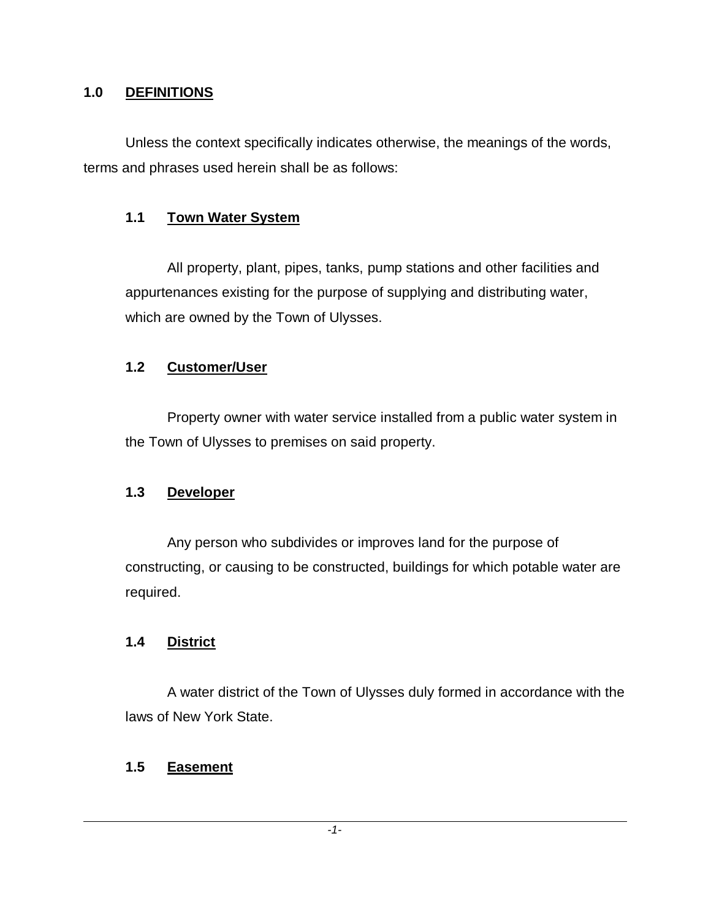## 1.0 DEFINITIONS

Unless the context specifically indicates otherwise, the meanings of the words, terms and phrases used herein shall be as follows:

### 1.1 Town Water System

All property, plant, pipes, tanks, pump stations and other facilities and appurtenances existing for the purpose of supplying and distributing water, which are owned by the Town of Ulysses.

### 1.2 Customer/User

Property owner with water service installed from a public water system in the Town of Ulysses to premises on said property.

### 1.3 Developer

Any person who subdivides or improves land for the purpose of constructing, or causing to be constructed, buildings for which potable water are required.

### 1.4 District

A water district of the Town of Ulysses duly formed in accordance with the laws of New York State.

### 1.5 Easement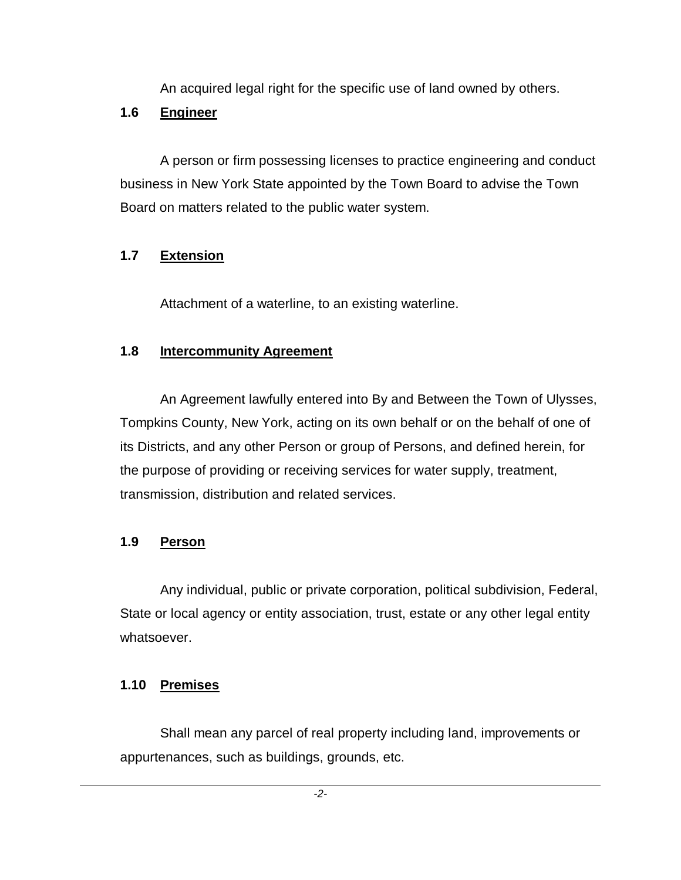An acquired legal right for the specific use of land owned by others.

**1.6 Engineer**

A person or firm possessing licenses to practice engineering and conduct business in New York State appointed by the Town Board to advise the Town Board on matters related to the public water system.

**1.7 Extension**

Attachment of a waterline, to an existing waterline.

**1.8 Intercommunity Agreement**

An Agreement lawfully entered into By and Between the Town of Ulysses, Tompkins County, New York, acting on its own behalf or on the behalf of one of its Districts, and any other Person or group of Persons, and defined herein, for the purpose of providing or receiving services for water supply, treatment, transmission, distribution and related services.

**1.9 Person**

Any individual, public or private corporation, political subdivision, Federal, State or local agency or entity association, trust, estate or any other legal entity whatsoever.

**1.10 Premises**

Shall mean any parcel of real property including land, improvements or appurtenances, such as buildings, grounds, etc.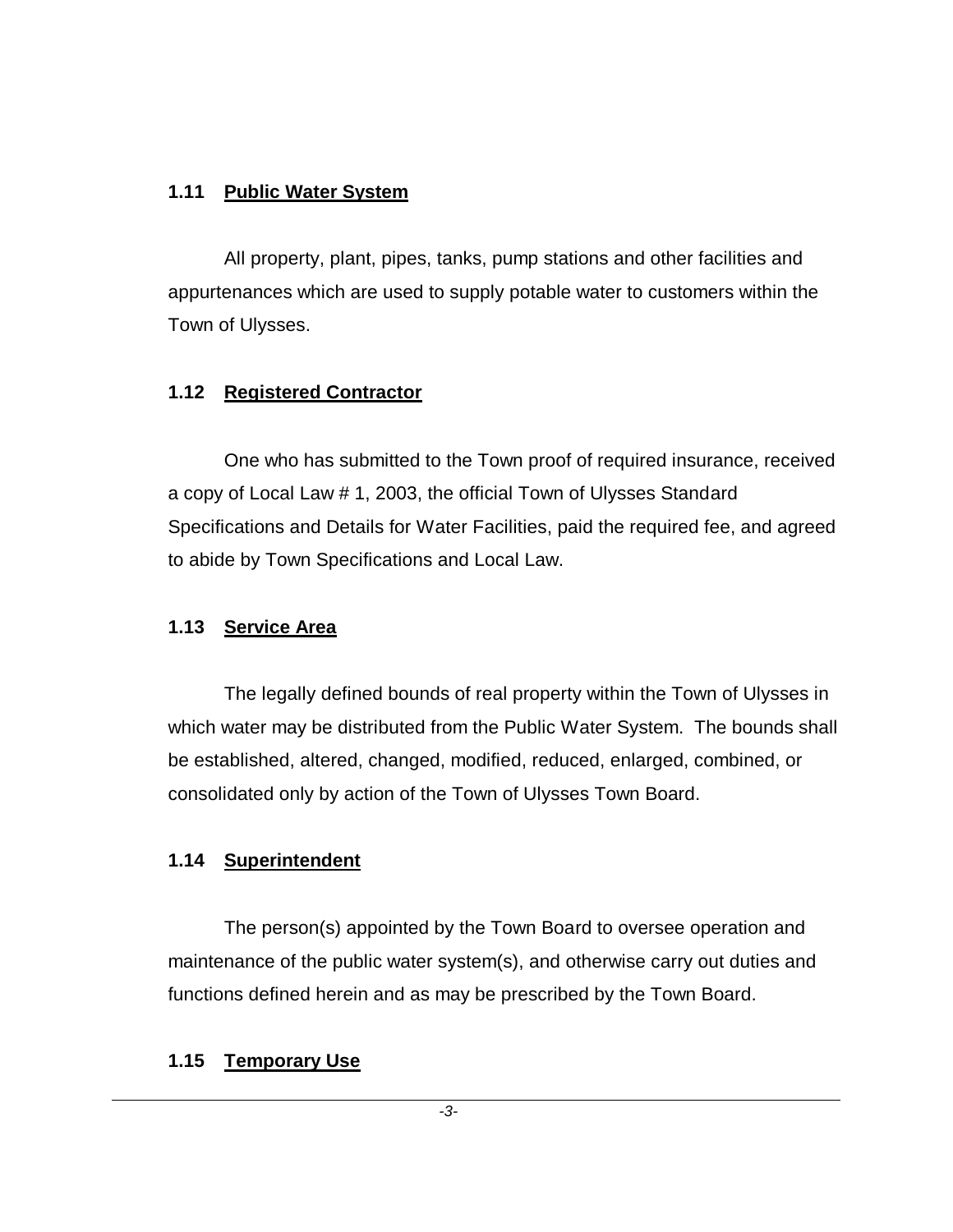### 1.11 Public Water System

All property, plant, pipes, tanks, pump stations and other facilities and appurtenances which are used to supply potable water to customers within the Town of Ulysses.

### 1.12 Registered Contractor

One who has submitted to the Town proof of required insurance, received a copy of Local Law # 1, 2003, the official Town of Ulysses Standard Specifications and Details for Water Facilities, paid the required fee, and agreed to abide by Town Specifications and Local Law.

### 1.13 Service Area

The legally defined bounds of real property within the Town of Ulysses in which water may be distributed from the Public Water System. The bounds shall be established, altered, changed, modified, reduced, enlarged, combined, or consolidated only by action of the Town of Ulysses Town Board.

### 1.14 Superintendent

The person(s) appointed by the Town Board to oversee operation and maintenance of the public water system(s), and otherwise carry out duties and functions defined herein and as may be prescribed by the Town Board.

### 1.15 Temporary Use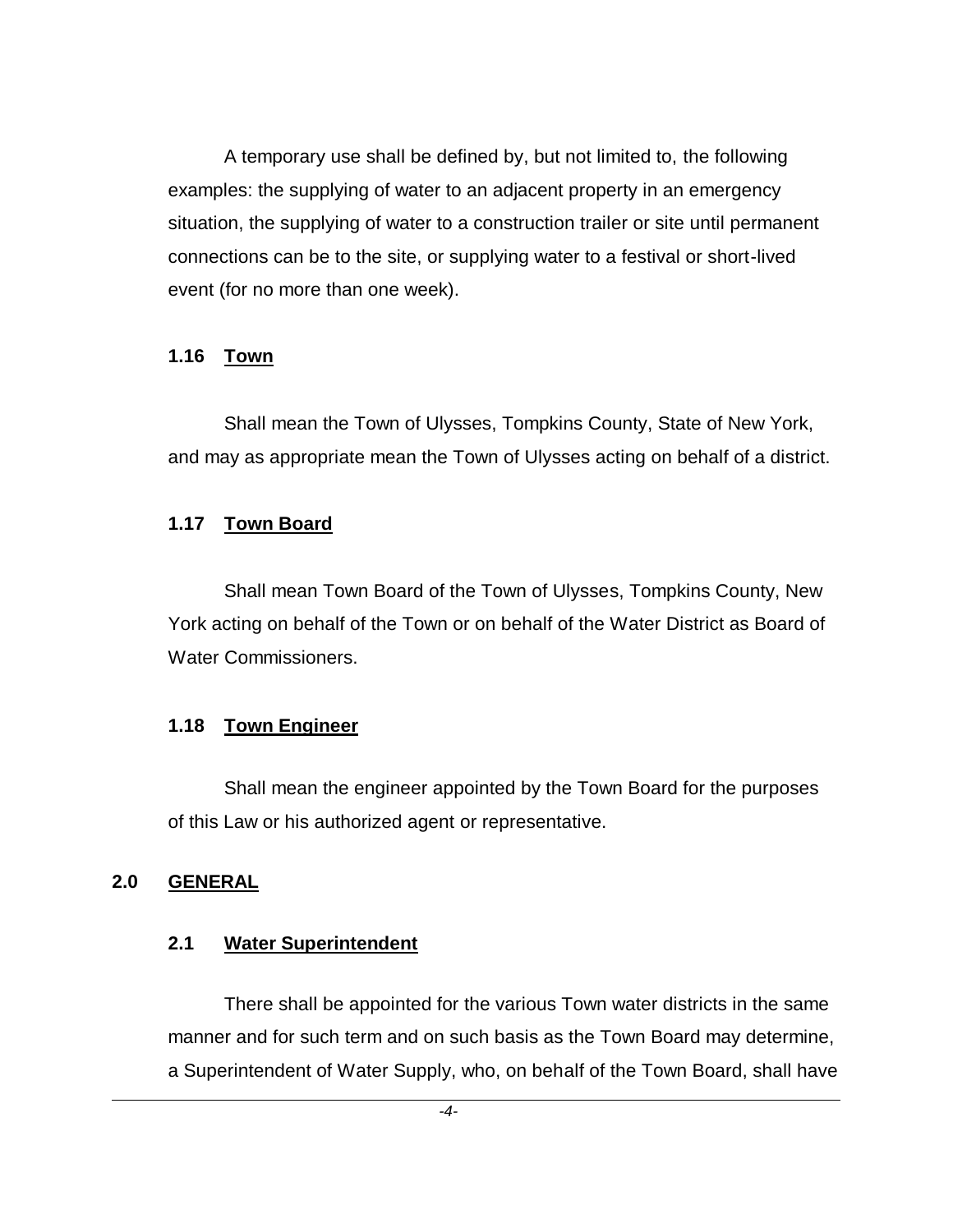A temporary use shall be defined by, but not limited to, the following examples: the supplying of water to an adjacent property in an emergency situation, the supplying of water to a construction trailer or site until permanent connections can be to the site, or supplying water to a festival or short-lived event (for no more than one week).

### 1.16 Town

Shall mean the Town of Ulysses, Tompkins County, State of New York, and may as appropriate mean the Town of Ulysses acting on behalf of a district.

### 1.17 Town Board

Shall mean Town Board of the Town of Ulysses, Tompkins County, New York acting on behalf of the Town or on behalf of the Water District as Board of Water Commissioners.

### 1.18 Town Engineer

Shall mean the engineer appointed by the Town Board for the purposes of this Law or his authorized agent or representative.

## 2.0 GENERAL

### 2.1 Water Superintendent

There shall be appointed for the various Town water districts in the same manner and for such term and on such basis as the Town Board may determine, a Superintendent of Water Supply, who, on behalf of the Town Board, shall have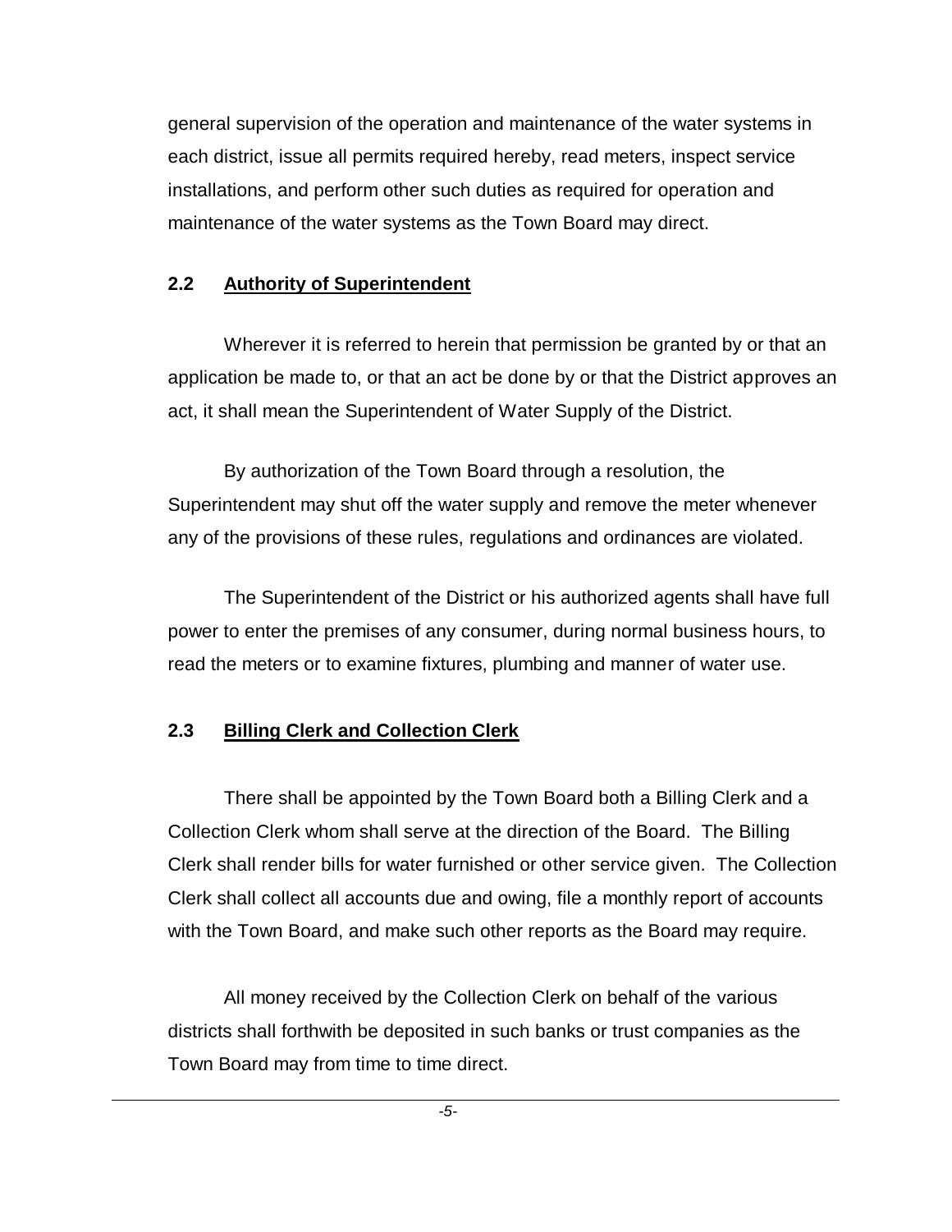general supervision of the operation and maintenance of the water systems in each district, issue all permits required hereby, read meters, inspect service installations, and perform other such duties as required for operation and maintenance of the water systems as the Town Board may direct.

### 2.2 Authority of Superintendent

Wherever it is referred to herein that permission be granted by or that an application be made to, or that an act be done by or that the District approves an act, it shall mean the Superintendent of Water Supply of the District.

By authorization of the Town Board through a resolution, the Superintendent may shut off the water supply and remove the meter whenever any of the provisions of these rules, regulations and ordinances are violated.

The Superintendent of the District or his authorized agents shall have full power to enter the premises of any consumer, during normal business hours, to read the meters or to examine fixtures, plumbing and manner of water use.

### 2.3 Billing Clerk and Collection Clerk

There shall be appointed by the Town Board both a Billing Clerk and a Collection Clerk whom shall serve at the direction of the Board. The Billing Clerk shall render bills for water furnished or other service given. The Collection Clerk shall collect all accounts due and owing, file a monthly report of accounts with the Town Board, and make such other reports as the Board may require.

All money received by the Collection Clerk on behalf of the various districts shall forthwith be deposited in such banks or trust companies as the Town Board may from time to time direct.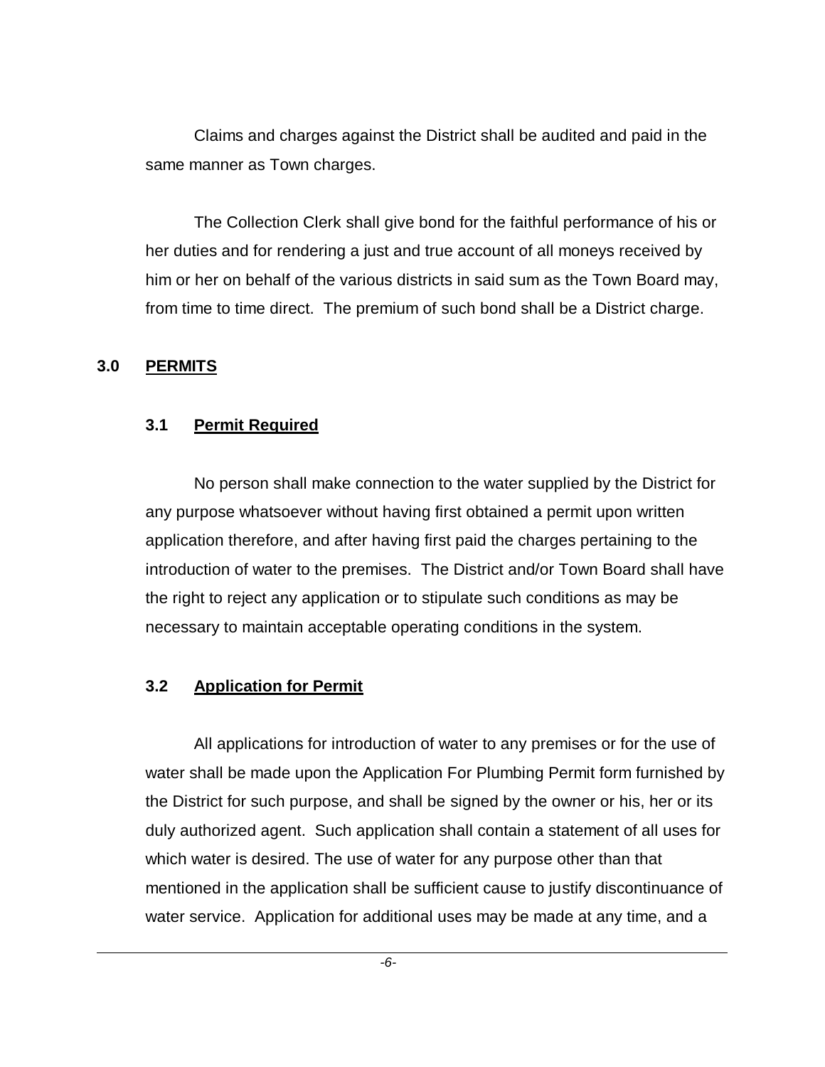Claims and charges against the District shall be audited and paid in the same manner as Town charges.

The Collection Clerk shall give bond for the faithful performance of his or her duties and for rendering a just and true account of all moneys received by him or her on behalf of the various districts in said sum as the Town Board may, from time to time direct. The premium of such bond shall be a District charge.

## 3.0 PERMITS

### 3.1 Permit Required

No person shall make connection to the water supplied by the District for any purpose whatsoever without having first obtained a permit upon written application therefore, and after having first paid the charges pertaining to the introduction of water to the premises. The District and/or Town Board shall have the right to reject any application or to stipulate such conditions as may be necessary to maintain acceptable operating conditions in the system.

### 3.2 Application for Permit

All applications for introduction of water to any premises or for the use of water shall be made upon the Application For Plumbing Permit form furnished by the District for such purpose, and shall be signed by the owner or his, her or its duly authorized agent. Such application shall contain a statement of all uses for which water is desired. The use of water for any purpose other than that mentioned in the application shall be sufficient cause to justify discontinuance of water service. Application for additional uses may be made at any time, and a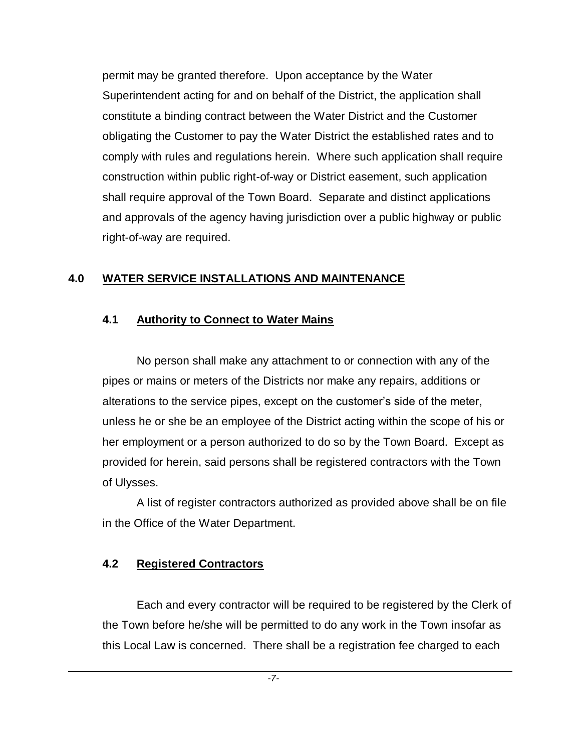permit may be granted therefore. Upon acceptance by the Water Superintendent acting for and on behalf of the District, the application shall constitute a binding contract between the Water District and the Customer obligating the Customer to pay the Water District the established rates and to comply with rules and regulations herein. Where such application shall require construction within public right-of-way or District easement, such application shall require approval of the Town Board. Separate and distinct applications and approvals of the agency having jurisdiction over a public highway or public right-of-way are required.

## 4.0 WATER SERVICE INSTALLATIONS AND MAINTENANCE

### 4.1 Authority to Connect to Water Mains

No person shall make any attachment to or connection with any of the pipes or mains or meters of the Districts nor make any repairs, additions or alterations to the service pipes, except on the customer's side of the meter, unless he or she be an employee of the District acting within the scope of his or her employment or a person authorized to do so by the Town Board. Except as provided for herein, said persons shall be registered contractors with the Town of Ulysses.

A list of register contractors authorized as provided above shall be on file in the Office of the Water Department.

### 4.2 Registered Contractors

Each and every contractor will be required to be registered by the Clerk of the Town before he/she will be permitted to do any work in the Town insofar as this Local Law is concerned. There shall be a registration fee charged to each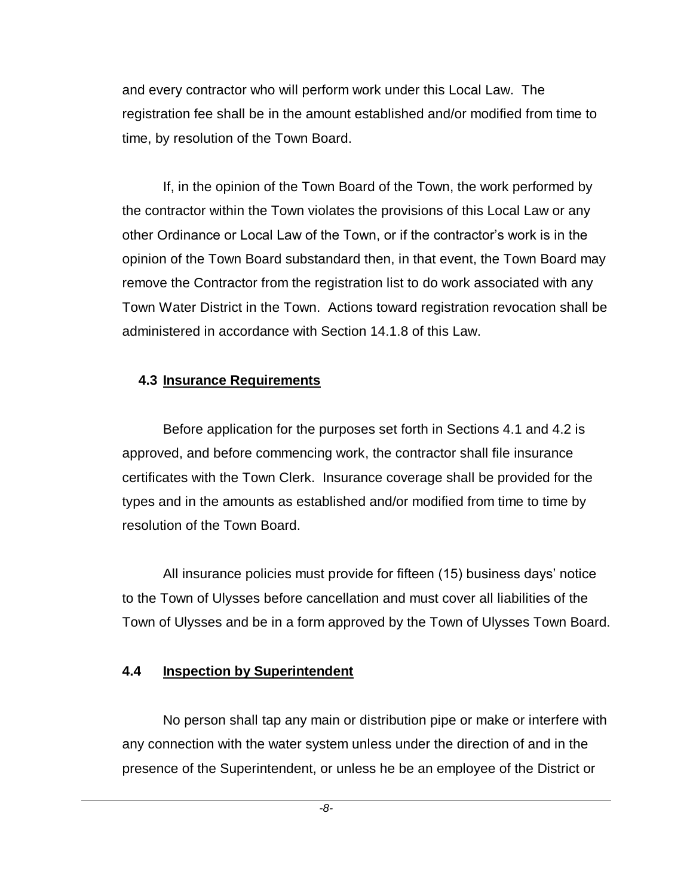and every contractor who will perform work under this Local Law. The registration fee shall be in the amount established and/or modified from time to time, by resolution of the Town Board.

If, in the opinion of the Town Board of the Town, the work performed by the contractor within the Town violates the provisions of this Local Law or any other Ordinance or Local Law of the Town, or if the contractor's work is in the opinion of the Town Board substandard then, in that event, the Town Board may remove the Contractor from the registration list to do work associated with any Town Water District in the Town. Actions toward registration revocation shall be administered in accordance with Section 14.1.8 of this Law.

### 4.3 Insurance Requirements

Before application for the purposes set forth in Sections 4.1 and 4.2 is approved, and before commencing work, the contractor shall file insurance certificates with the Town Clerk. Insurance coverage shall be provided for the types and in the amounts as established and/or modified from time to time by resolution of the Town Board.

All insurance policies must provide for fifteen (15) business days' notice to the Town of Ulysses before cancellation and must cover all liabilities of the Town of Ulysses and be in a form approved by the Town of Ulysses Town Board.

### 4.4 Inspection by Superintendent

No person shall tap any main or distribution pipe or make or interfere with any connection with the water system unless under the direction of and in the presence of the Superintendent, or unless he be an employee of the District or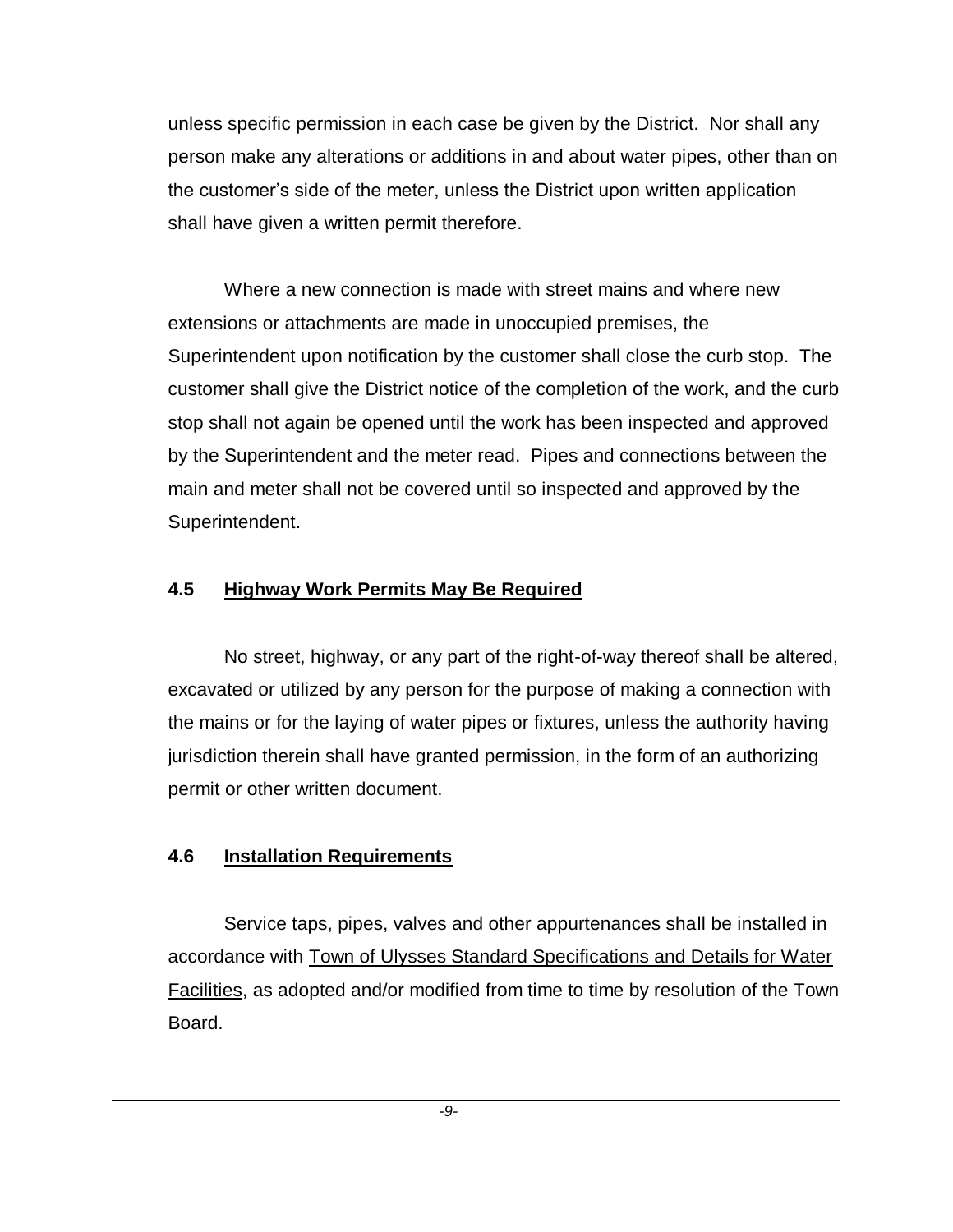unless specific permission in each case be given by the District. Nor shall any person make any alterations or additions in and about water pipes, other than on the customer's side of the meter, unless the District upon written application shall have given a written permit therefore.

Where a new connection is made with street mains and where new extensions or attachments are made in unoccupied premises, the Superintendent upon notification by the customer shall close the curb stop. The customer shall give the District notice of the completion of the work, and the curb stop shall not again be opened until the work has been inspected and approved by the Superintendent and the meter read. Pipes and connections between the main and meter shall not be covered until so inspected and approved by the Superintendent.

### 4.5 Highway Work Permits May Be Required

No street, highway, or any part of the right-of-way thereof shall be altered, excavated or utilized by any person for the purpose of making a connection with the mains or for the laying of water pipes or fixtures, unless the authority having jurisdiction therein shall have granted permission, in the form of an authorizing permit or other written document.

### 4.6 Installation Requirements

Service taps, pipes, valves and other appurtenances shall be installed in accordance with Town of Ulysses Standard Specifications and Details for Water Facilities, as adopted and/or modified from time to time by resolution of the Town Board.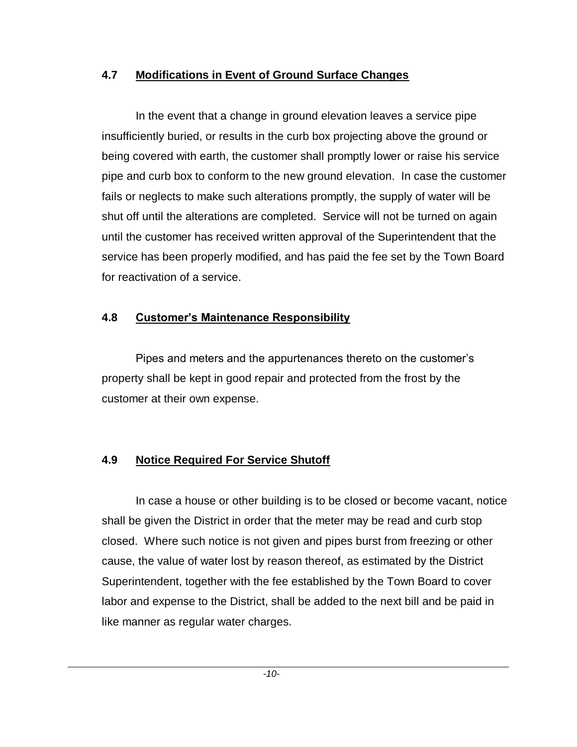### 4.7 Modifications in Event of Ground Surface Changes

In the event that a change in ground elevation leaves a service pipe insufficiently buried, or results in the curb box projecting above the ground or being covered with earth, the customer shall promptly lower or raise his service pipe and curb box to conform to the new ground elevation. In case the customer fails or neglects to make such alterations promptly, the supply of water will be shut off until the alterations are completed. Service will not be turned on again until the customer has received written approval of the Superintendent that the service has been properly modified, and has paid the fee set by the Town Board for reactivation of a service.

### 4.8 Customer's Maintenance Responsibility

Pipes and meters and the appurtenances thereto on the customer's property shall be kept in good repair and protected from the frost by the customer at their own expense.

### 4.9 Notice Required For Service Shutoff

In case a house or other building is to be closed or become vacant, notice shall be given the District in order that the meter may be read and curb stop closed. Where such notice is not given and pipes burst from freezing or other cause, the value of water lost by reason thereof, as estimated by the District Superintendent, together with the fee established by the Town Board to cover labor and expense to the District, shall be added to the next bill and be paid in like manner as regular water charges.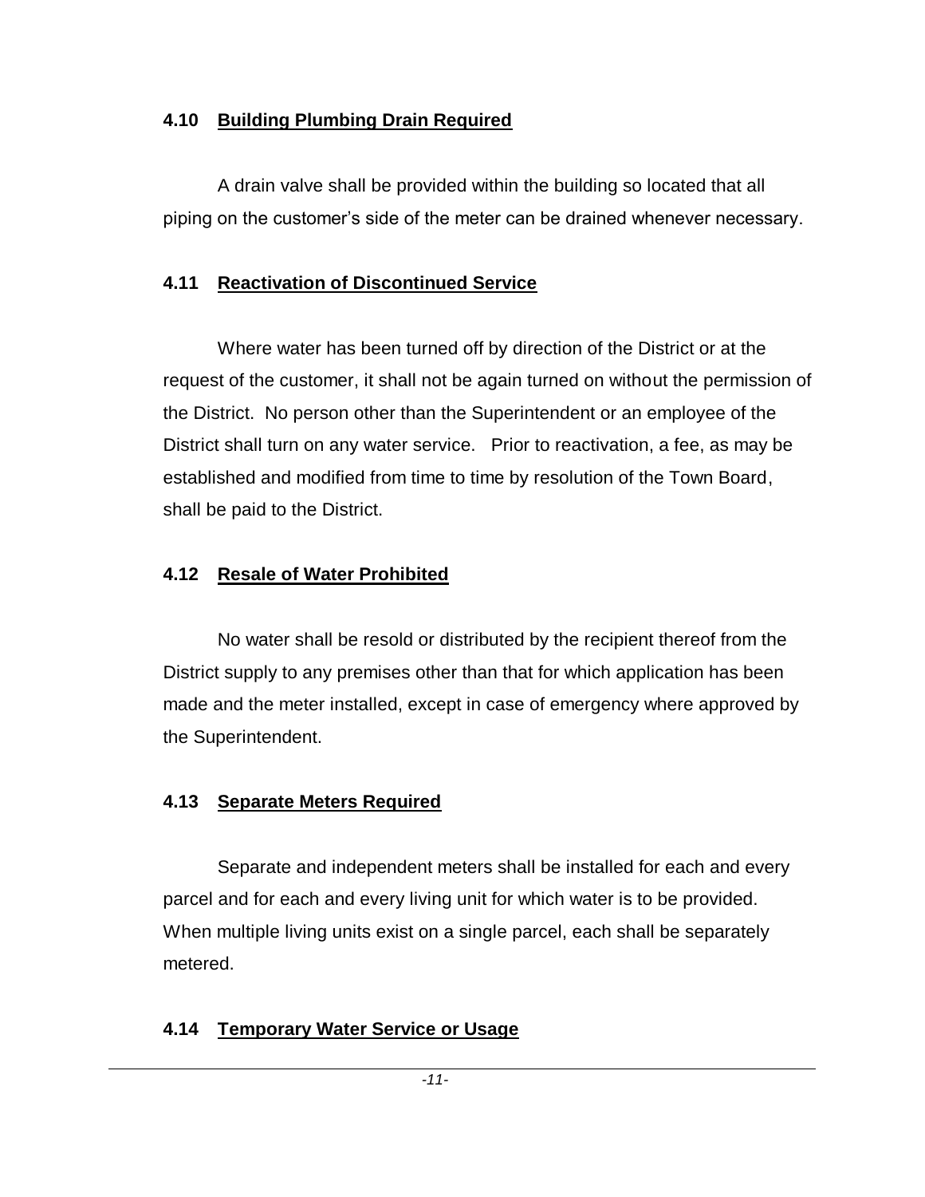### 4.10 Building Plumbing Drain Required

A drain valve shall be provided within the building so located that all piping on the customer's side of the meter can be drained whenever necessary.

### 4.11 Reactivation of Discontinued Service

Where water has been turned off by direction of the District or at the request of the customer, it shall not be again turned on without the permission of the District. No person other than the Superintendent or an employee of the District shall turn on any water service. Prior to reactivation, a fee, as may be established and modified from time to time by resolution of the Town Board, shall be paid to the District.

### 4.12 Resale of Water Prohibited

No water shall be resold or distributed by the recipient thereof from the District supply to any premises other than that for which application has been made and the meter installed, except in case of emergency where approved by the Superintendent.

### 4.13 Separate Meters Required

Separate and independent meters shall be installed for each and every parcel and for each and every living unit for which water is to be provided. When multiple living units exist on a single parcel, each shall be separately metered.

### 4.14 Temporary Water Service or Usage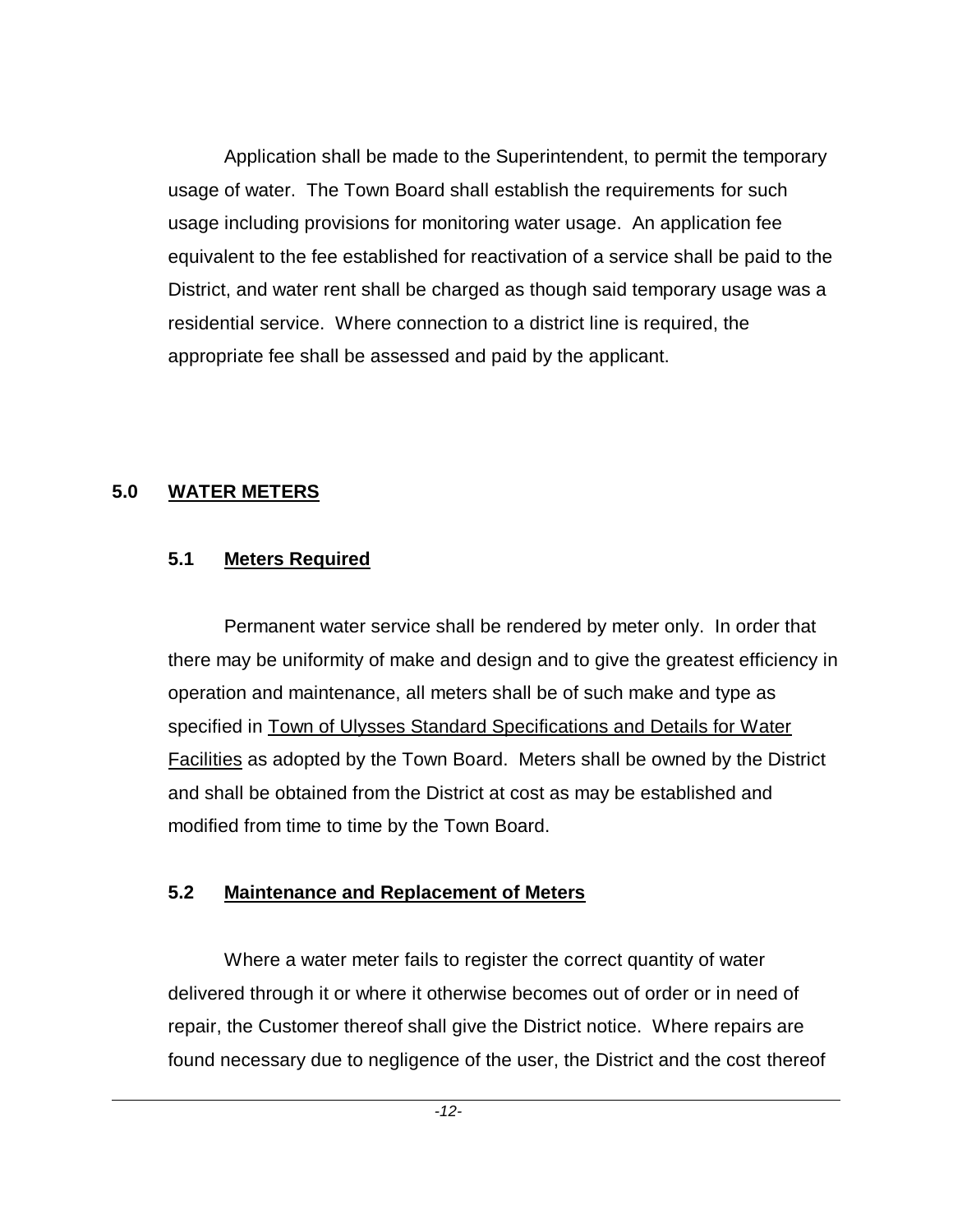Application shall be made to the Superintendent, to permit the temporary usage of water. The Town Board shall establish the requirements for such usage including provisions for monitoring water usage. An application fee equivalent to the fee established for reactivation of a service shall be paid to the District, and water rent shall be charged as though said temporary usage was a residential service. Where connection to a district line is required, the appropriate fee shall be assessed and paid by the applicant.

## 5.0 WATER METERS

### 5.1 Meters Required

Permanent water service shall be rendered by meter only. In order that there may be uniformity of make and design and to give the greatest efficiency in operation and maintenance, all meters shall be of such make and type as specified in Town of Ulysses Standard Specifications and Details for Water Facilities as adopted by the Town Board. Meters shall be owned by the District and shall be obtained from the District at cost as may be established and modified from time to time by the Town Board.

### 5.2 Maintenance and Replacement of Meters

Where a water meter fails to register the correct quantity of water delivered through it or where it otherwise becomes out of order or in need of repair, the Customer thereof shall give the District notice. Where repairs are found necessary due to negligence of the user, the District and the cost thereof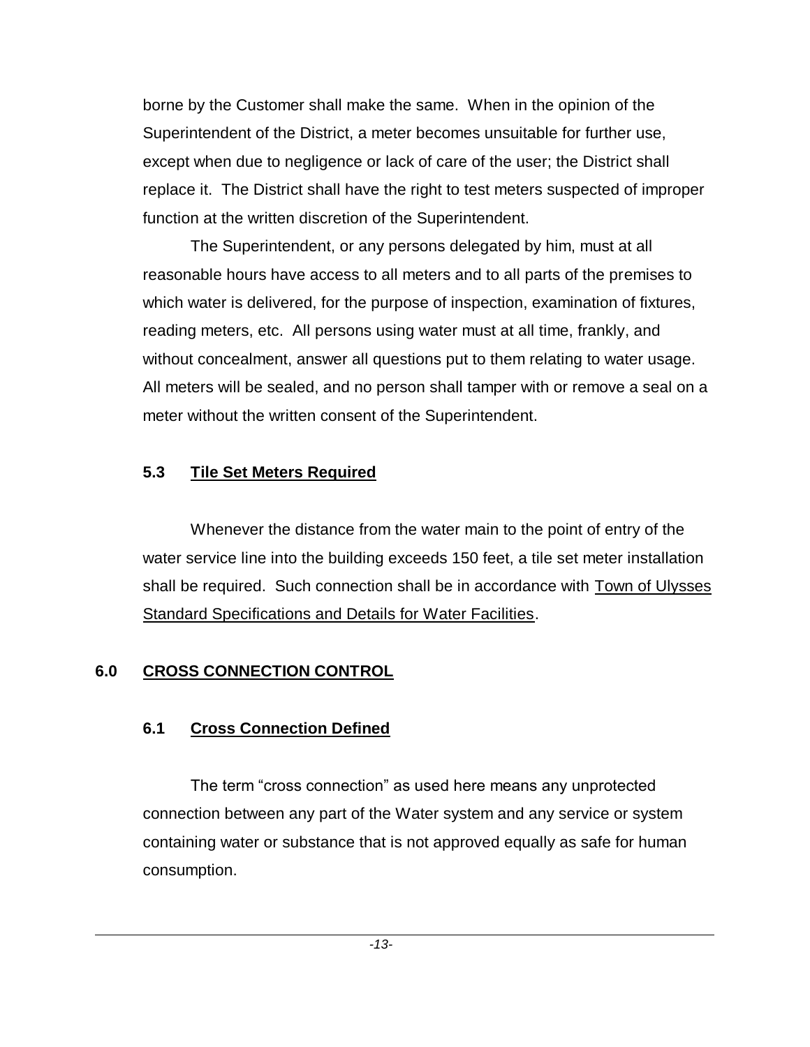borne by the Customer shall make the same. When in the opinion of the Superintendent of the District, a meter becomes unsuitable for further use, except when due to negligence or lack of care of the user; the District shall replace it. The District shall have the right to test meters suspected of improper function at the written discretion of the Superintendent.

The Superintendent, or any persons delegated by him, must at all reasonable hours have access to all meters and to all parts of the premises to which water is delivered, for the purpose of inspection, examination of fixtures, reading meters, etc. All persons using water must at all time, frankly, and without concealment, answer all questions put to them relating to water usage. All meters will be sealed, and no person shall tamper with or remove a seal on a meter without the written consent of the Superintendent.

### 5.3 Tile Set Meters Required

Whenever the distance from the water main to the point of entry of the water service line into the building exceeds 150 feet, a tile set meter installation shall be required. Such connection shall be in accordance with Town of Ulysses Standard Specifications and Details for Water Facilities.

## 6.0 CROSS CONNECTION CONTROL

### 6.1 Cross Connection Defined

The term "cross connection" as used here means any unprotected connection between any part of the Water system and any service or system containing water or substance that is not approved equally as safe for human consumption.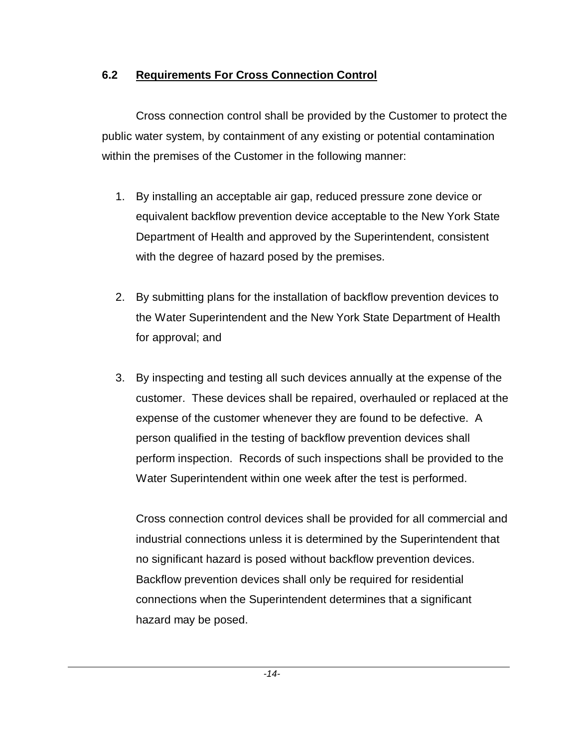## 6.2 Requirements For Cross Connection Control

Cross connection control shall be provided by the Customer to protect the public water system, by containment of any existing or potential contamination within the premises of the Customer in the following manner:

1. By installing an acceptable air gap, reduced pressure zone device or equivalent backflow prevention device acceptable to the New York State Department of Health and approved by the Superintendent, consistent with the degree of hazard posed by the premises.

2. By submitting plans for the installation of backflow prevention devices to the Water Superintendent and the New York State Department of Health for approval; and

3. By inspecting and testing all such devices annually at the expense of the customer. These devices shall be repaired, overhauled or replaced at the expense of the customer whenever they are found to be defective. A person qualified in the testing of backflow prevention devices shall perform inspection. Records of such inspections shall be provided to the Water Superintendent within one week after the test is performed.

   Cross connection control devices shall be provided for all commercial and industrial connections unless it is determined by the Superintendent that no significant hazard is posed without backflow prevention devices. Backflow prevention devices shall only be required for residential connections when the Superintendent determines that a significant hazard may be posed.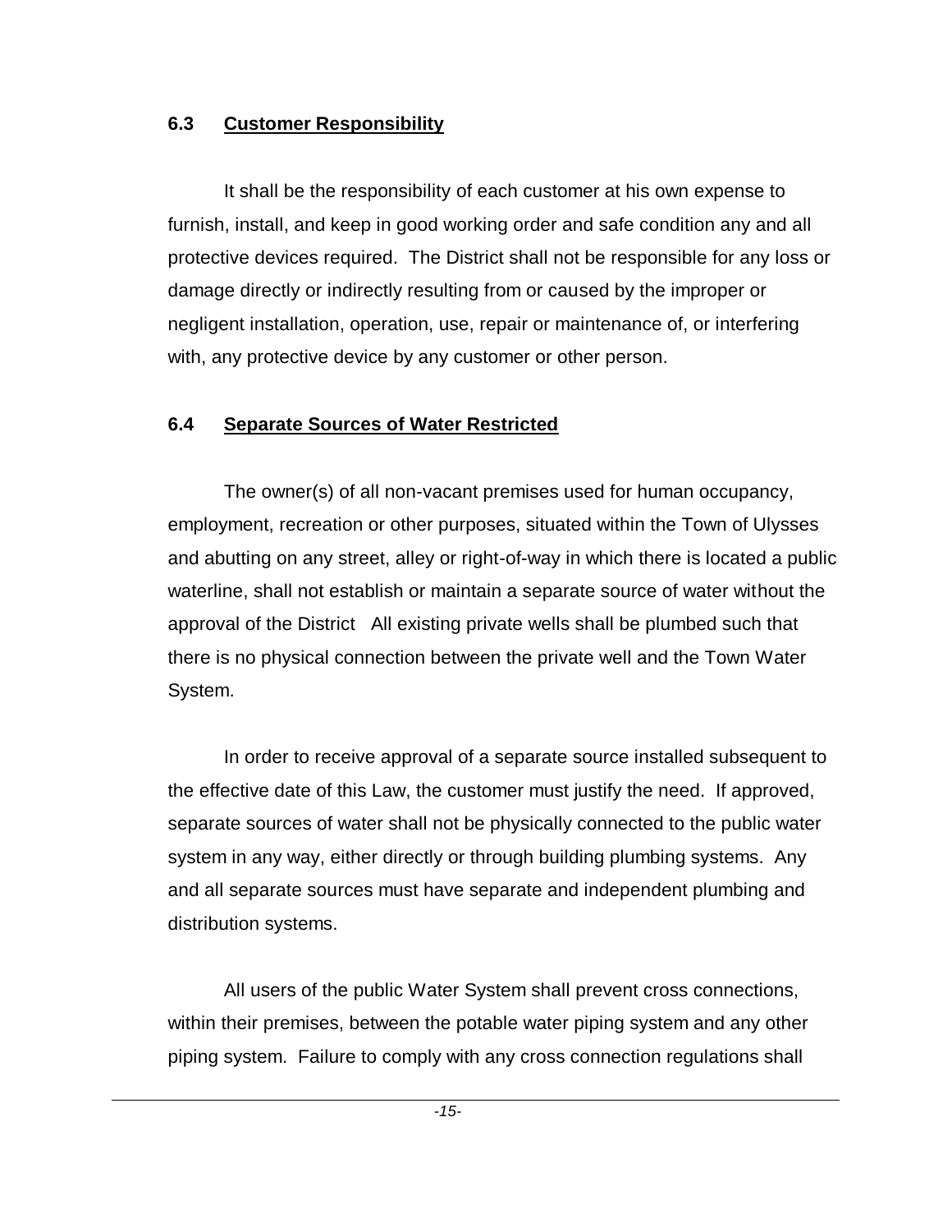## 6.3 Customer Responsibility

It shall be the responsibility of each customer at his own expense to furnish, install, and keep in good working order and safe condition any and all protective devices required. The District shall not be responsible for any loss or damage directly or indirectly resulting from or caused by the improper or negligent installation, operation, use, repair or maintenance of, or interfering with, any protective device by any customer or other person.

## 6.4 Separate Sources of Water Restricted

The owner(s) of all non-vacant premises used for human occupancy, employment, recreation or other purposes, situated within the Town of Ulysses and abutting on any street, alley or right-of-way in which there is located a public waterline, shall not establish or maintain a separate source of water without the approval of the District All existing private wells shall be plumbed such that there is no physical connection between the private well and the Town Water System.

In order to receive approval of a separate source installed subsequent to the effective date of this Law, the customer must justify the need. If approved, separate sources of water shall not be physically connected to the public water system in any way, either directly or through building plumbing systems. Any and all separate sources must have separate and independent plumbing and distribution systems.

All users of the public Water System shall prevent cross connections, within their premises, between the potable water piping system and any other piping system. Failure to comply with any cross connection regulations shall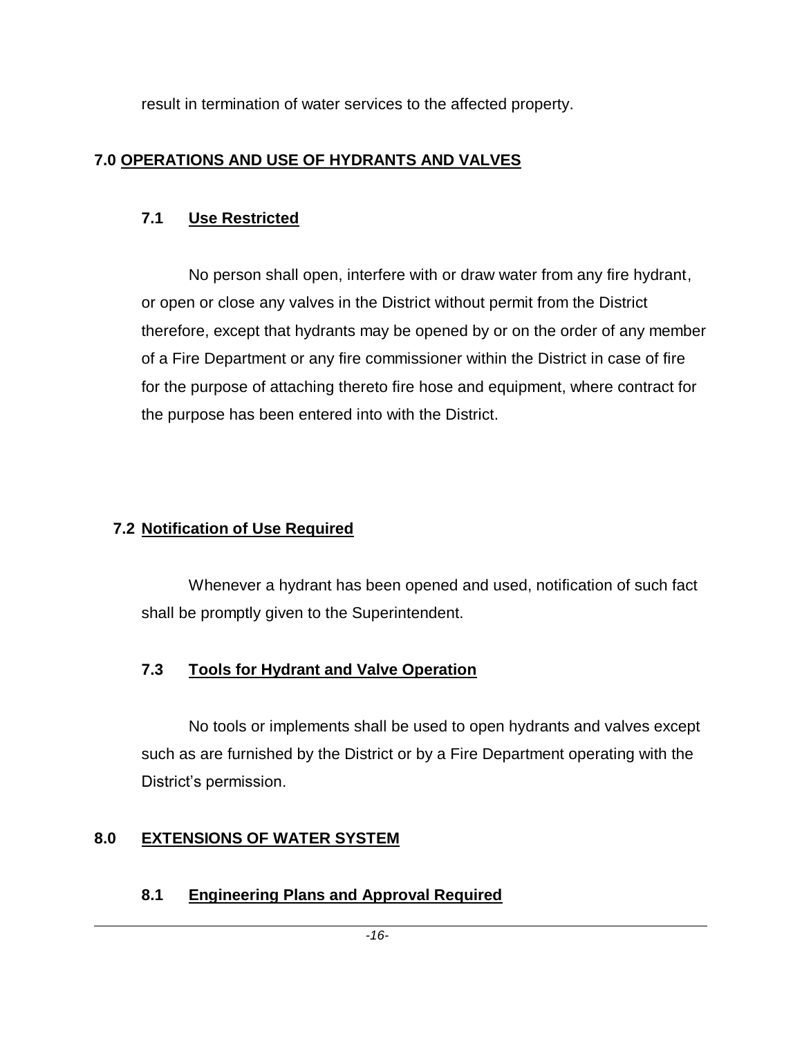result in termination of water services to the affected property.

## 7.0 OPERATIONS AND USE OF HYDRANTS AND VALVES

### 7.1 Use Restricted

No person shall open, interfere with or draw water from any fire hydrant, or open or close any valves in the District without permit from the District therefore, except that hydrants may be opened by or on the order of any member of a Fire Department or any fire commissioner within the District in case of fire for the purpose of attaching thereto fire hose and equipment, where contract for the purpose has been entered into with the District.

### 7.2 Notification of Use Required

Whenever a hydrant has been opened and used, notification of such fact shall be promptly given to the Superintendent.

### 7.3 Tools for Hydrant and Valve Operation

No tools or implements shall be used to open hydrants and valves except such as are furnished by the District or by a Fire Department operating with the District's permission.

## 8.0 EXTENSIONS OF WATER SYSTEM

### 8.1 Engineering Plans and Approval Required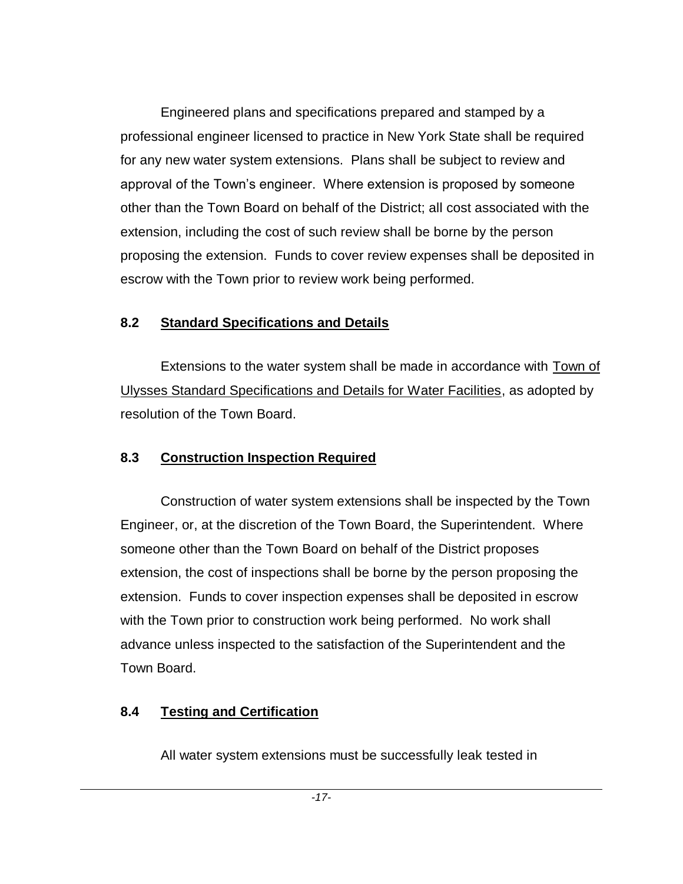Engineered plans and specifications prepared and stamped by a professional engineer licensed to practice in New York State shall be required for any new water system extensions. Plans shall be subject to review and approval of the Town's engineer. Where extension is proposed by someone other than the Town Board on behalf of the District; all cost associated with the extension, including the cost of such review shall be borne by the person proposing the extension. Funds to cover review expenses shall be deposited in escrow with the Town prior to review work being performed.

### 8.2 Standard Specifications and Details

Extensions to the water system shall be made in accordance with Town of Ulysses Standard Specifications and Details for Water Facilities, as adopted by resolution of the Town Board.

### 8.3 Construction Inspection Required

Construction of water system extensions shall be inspected by the Town Engineer, or, at the discretion of the Town Board, the Superintendent. Where someone other than the Town Board on behalf of the District proposes extension, the cost of inspections shall be borne by the person proposing the extension. Funds to cover inspection expenses shall be deposited in escrow with the Town prior to construction work being performed. No work shall advance unless inspected to the satisfaction of the Superintendent and the Town Board.

### 8.4 Testing and Certification

All water system extensions must be successfully leak tested in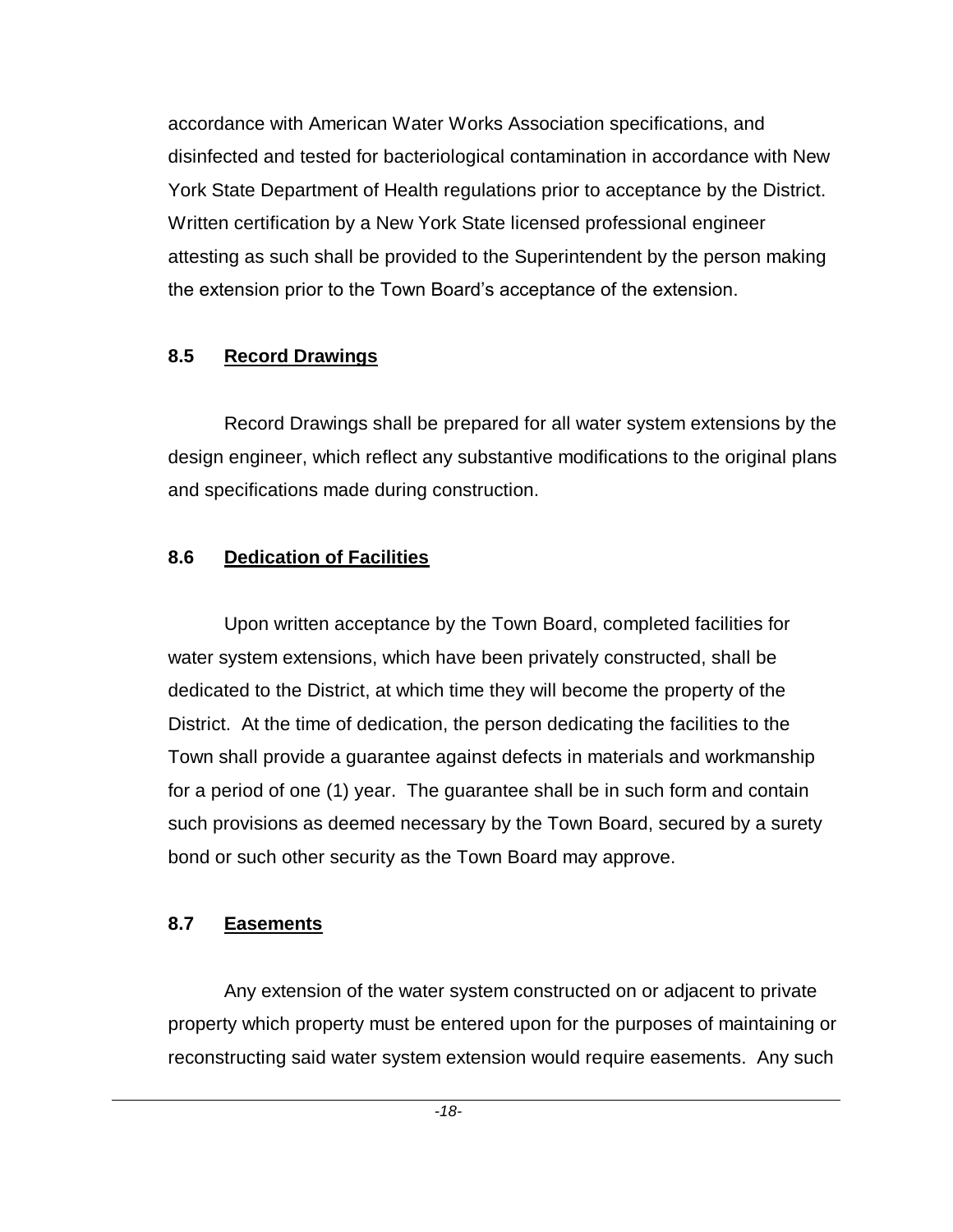accordance with American Water Works Association specifications, and disinfected and tested for bacteriological contamination in accordance with New York State Department of Health regulations prior to acceptance by the District. Written certification by a New York State licensed professional engineer attesting as such shall be provided to the Superintendent by the person making the extension prior to the Town Board's acceptance of the extension.

### 8.5 Record Drawings

Record Drawings shall be prepared for all water system extensions by the design engineer, which reflect any substantive modifications to the original plans and specifications made during construction.

### 8.6 Dedication of Facilities

Upon written acceptance by the Town Board, completed facilities for water system extensions, which have been privately constructed, shall be dedicated to the District, at which time they will become the property of the District. At the time of dedication, the person dedicating the facilities to the Town shall provide a guarantee against defects in materials and workmanship for a period of one (1) year. The guarantee shall be in such form and contain such provisions as deemed necessary by the Town Board, secured by a surety bond or such other security as the Town Board may approve.

### 8.7 Easements

Any extension of the water system constructed on or adjacent to private property which property must be entered upon for the purposes of maintaining or reconstructing said water system extension would require easements. Any such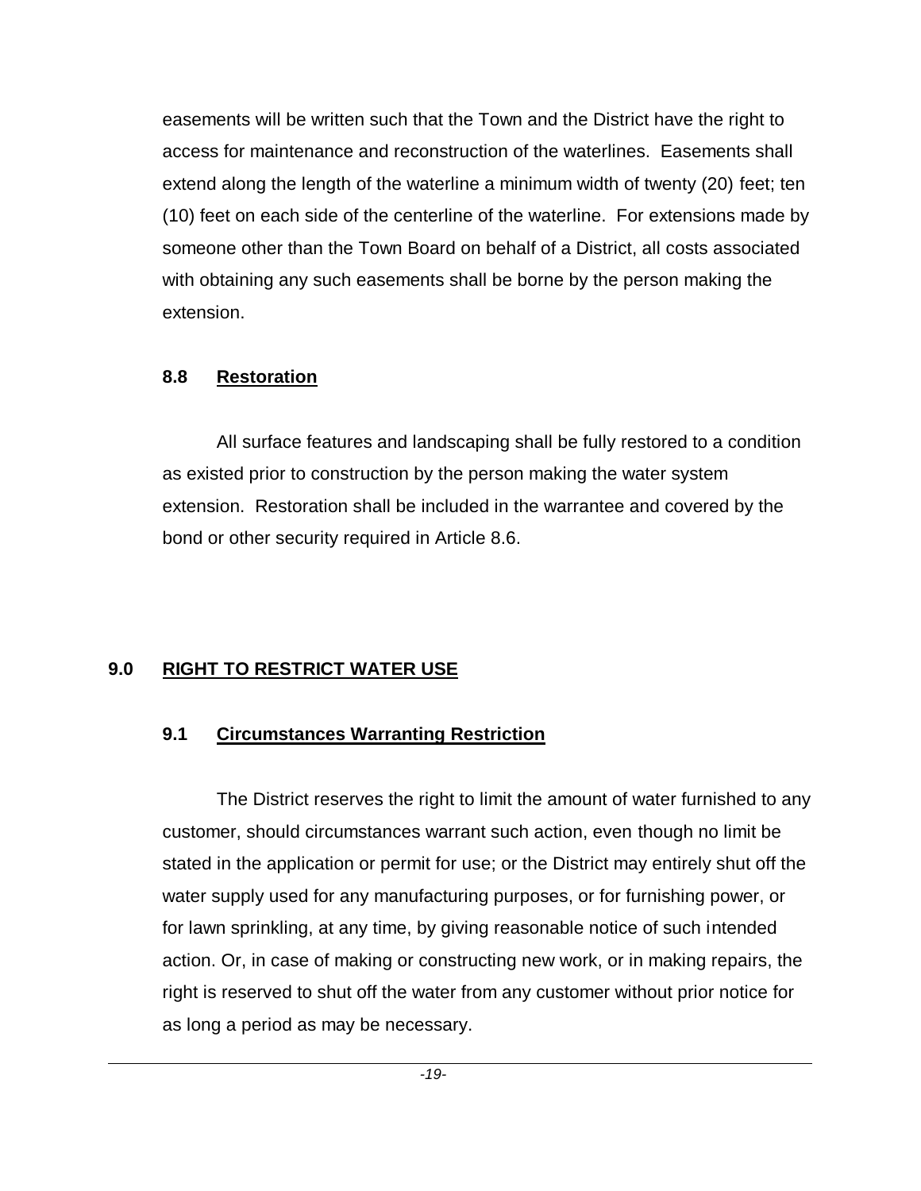easements will be written such that the Town and the District have the right to access for maintenance and reconstruction of the waterlines. Easements shall extend along the length of the waterline a minimum width of twenty (20) feet; ten (10) feet on each side of the centerline of the waterline. For extensions made by someone other than the Town Board on behalf of a District, all costs associated with obtaining any such easements shall be borne by the person making the extension.

### 8.8 Restoration

All surface features and landscaping shall be fully restored to a condition as existed prior to construction by the person making the water system extension. Restoration shall be included in the warrantee and covered by the bond or other security required in Article 8.6.

## 9.0 RIGHT TO RESTRICT WATER USE

### 9.1 Circumstances Warranting Restriction

The District reserves the right to limit the amount of water furnished to any customer, should circumstances warrant such action, even though no limit be stated in the application or permit for use; or the District may entirely shut off the water supply used for any manufacturing purposes, or for furnishing power, or for lawn sprinkling, at any time, by giving reasonable notice of such intended action. Or, in case of making or constructing new work, or in making repairs, the right is reserved to shut off the water from any customer without prior notice for as long a period as may be necessary.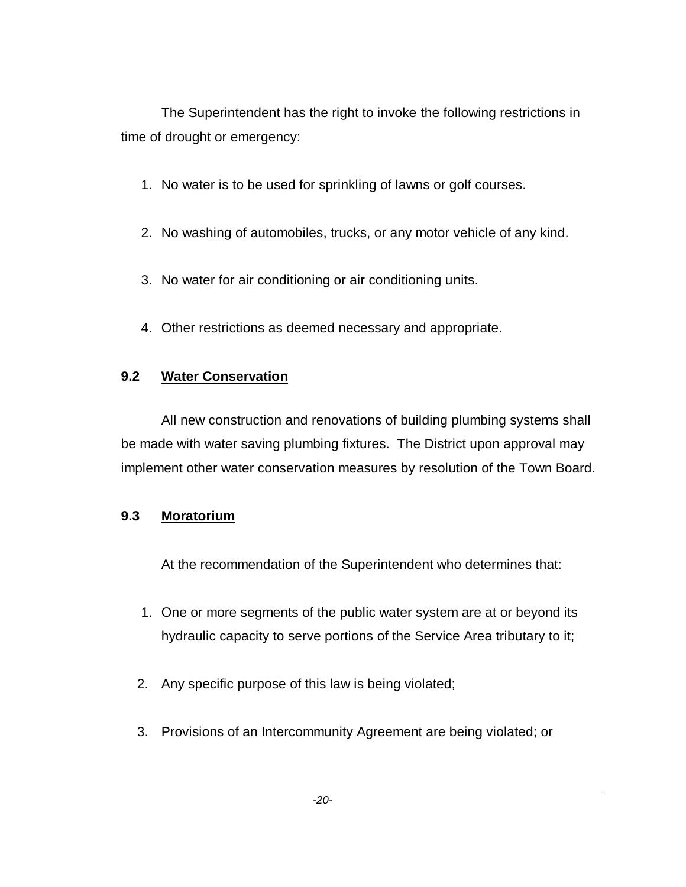The Superintendent has the right to invoke the following restrictions in time of drought or emergency:

1. No water is to be used for sprinkling of lawns or golf courses.

2. No washing of automobiles, trucks, or any motor vehicle of any kind.

3. No water for air conditioning or air conditioning units.

4. Other restrictions as deemed necessary and appropriate.

### 9.2 Water Conservation

All new construction and renovations of building plumbing systems shall be made with water saving plumbing fixtures. The District upon approval may implement other water conservation measures by resolution of the Town Board.

### 9.3 Moratorium

At the recommendation of the Superintendent who determines that:

1. One or more segments of the public water system are at or beyond its hydraulic capacity to serve portions of the Service Area tributary to it;

2. Any specific purpose of this law is being violated;

3. Provisions of an Intercommunity Agreement are being violated; or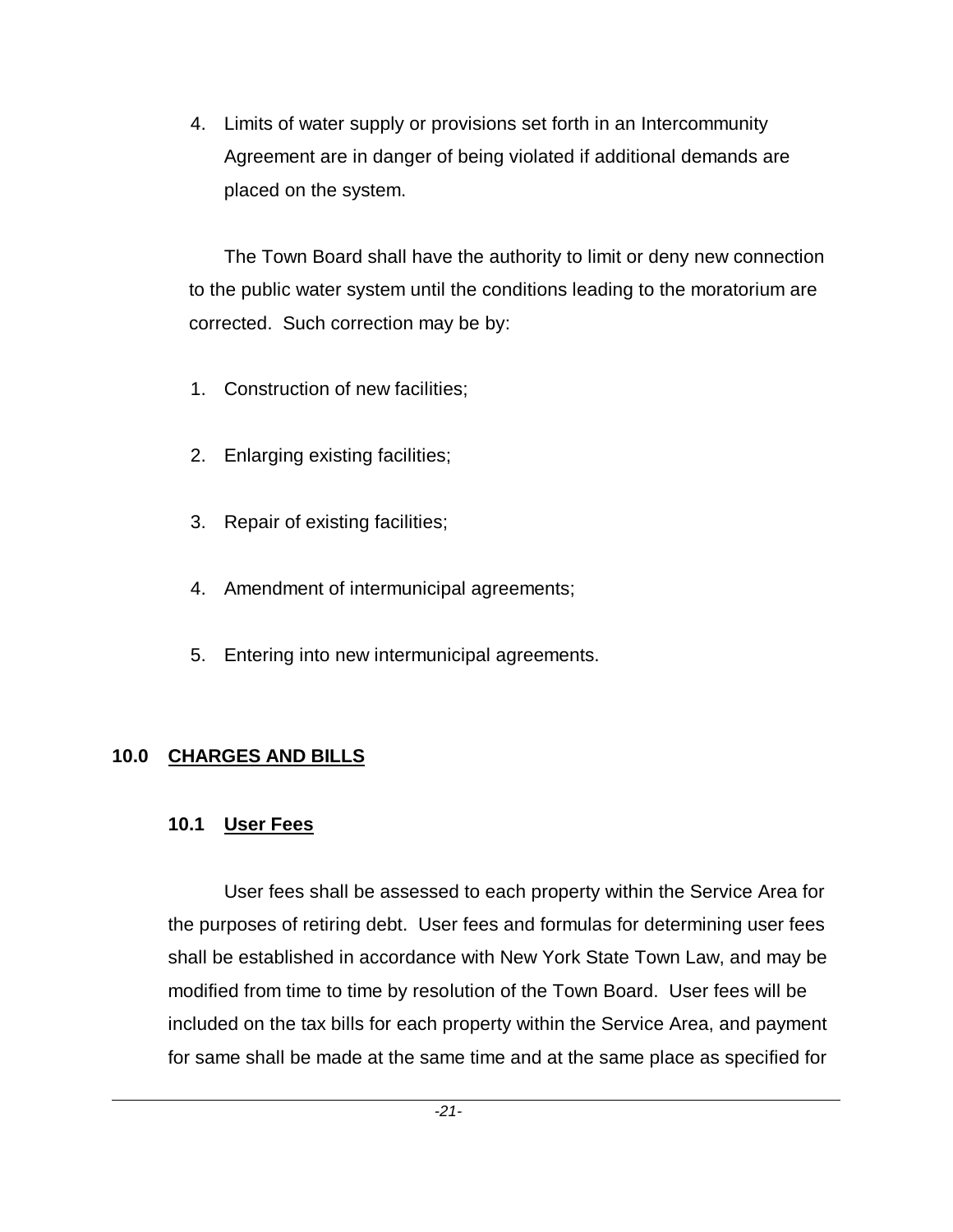4. Limits of water supply or provisions set forth in an Intercommunity Agreement are in danger of being violated if additional demands are placed on the system.

The Town Board shall have the authority to limit or deny new connection to the public water system until the conditions leading to the moratorium are corrected. Such correction may be by:

1. Construction of new facilities;
2. Enlarging existing facilities;
3. Repair of existing facilities;
4. Amendment of intermunicipal agreements;
5. Entering into new intermunicipal agreements.

## 10.0 CHARGES AND BILLS

### 10.1 User Fees

User fees shall be assessed to each property within the Service Area for the purposes of retiring debt. User fees and formulas for determining user fees shall be established in accordance with New York State Town Law, and may be modified from time to time by resolution of the Town Board. User fees will be included on the tax bills for each property within the Service Area, and payment for same shall be made at the same time and at the same place as specified for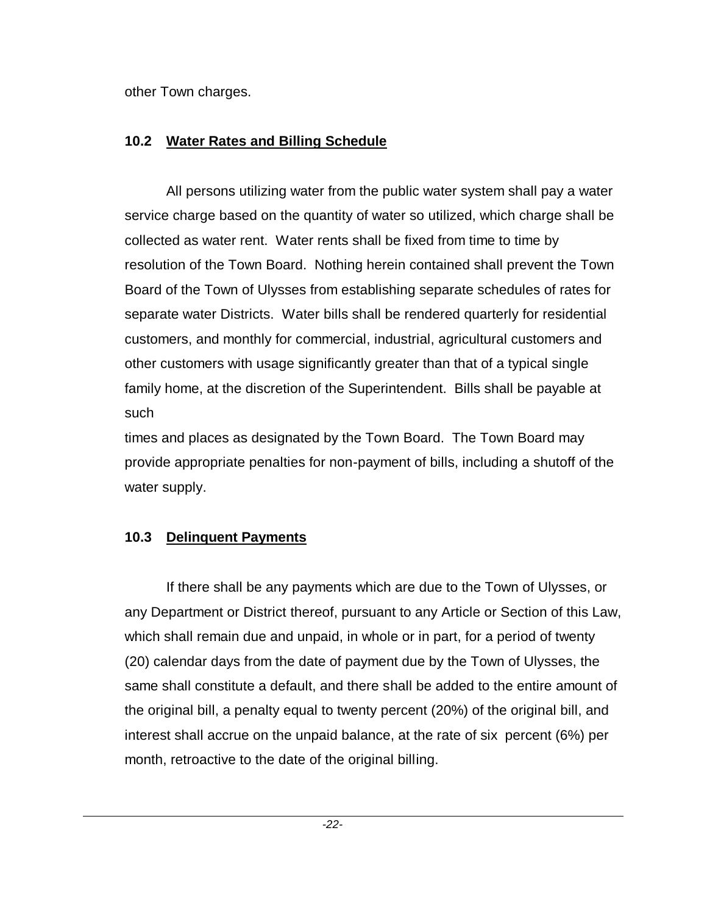other Town charges.

### 10.2 Water Rates and Billing Schedule

All persons utilizing water from the public water system shall pay a water service charge based on the quantity of water so utilized, which charge shall be collected as water rent. Water rents shall be fixed from time to time by resolution of the Town Board. Nothing herein contained shall prevent the Town Board of the Town of Ulysses from establishing separate schedules of rates for separate water Districts. Water bills shall be rendered quarterly for residential customers, and monthly for commercial, industrial, agricultural customers and other customers with usage significantly greater than that of a typical single family home, at the discretion of the Superintendent. Bills shall be payable at such times and places as designated by the Town Board. The Town Board may provide appropriate penalties for non-payment of bills, including a shutoff of the water supply.

### 10.3 Delinquent Payments

If there shall be any payments which are due to the Town of Ulysses, or any Department or District thereof, pursuant to any Article or Section of this Law, which shall remain due and unpaid, in whole or in part, for a period of twenty (20) calendar days from the date of payment due by the Town of Ulysses, the same shall constitute a default, and there shall be added to the entire amount of the original bill, a penalty equal to twenty percent (20%) of the original bill, and interest shall accrue on the unpaid balance, at the rate of six percent (6%) per month, retroactive to the date of the original billing.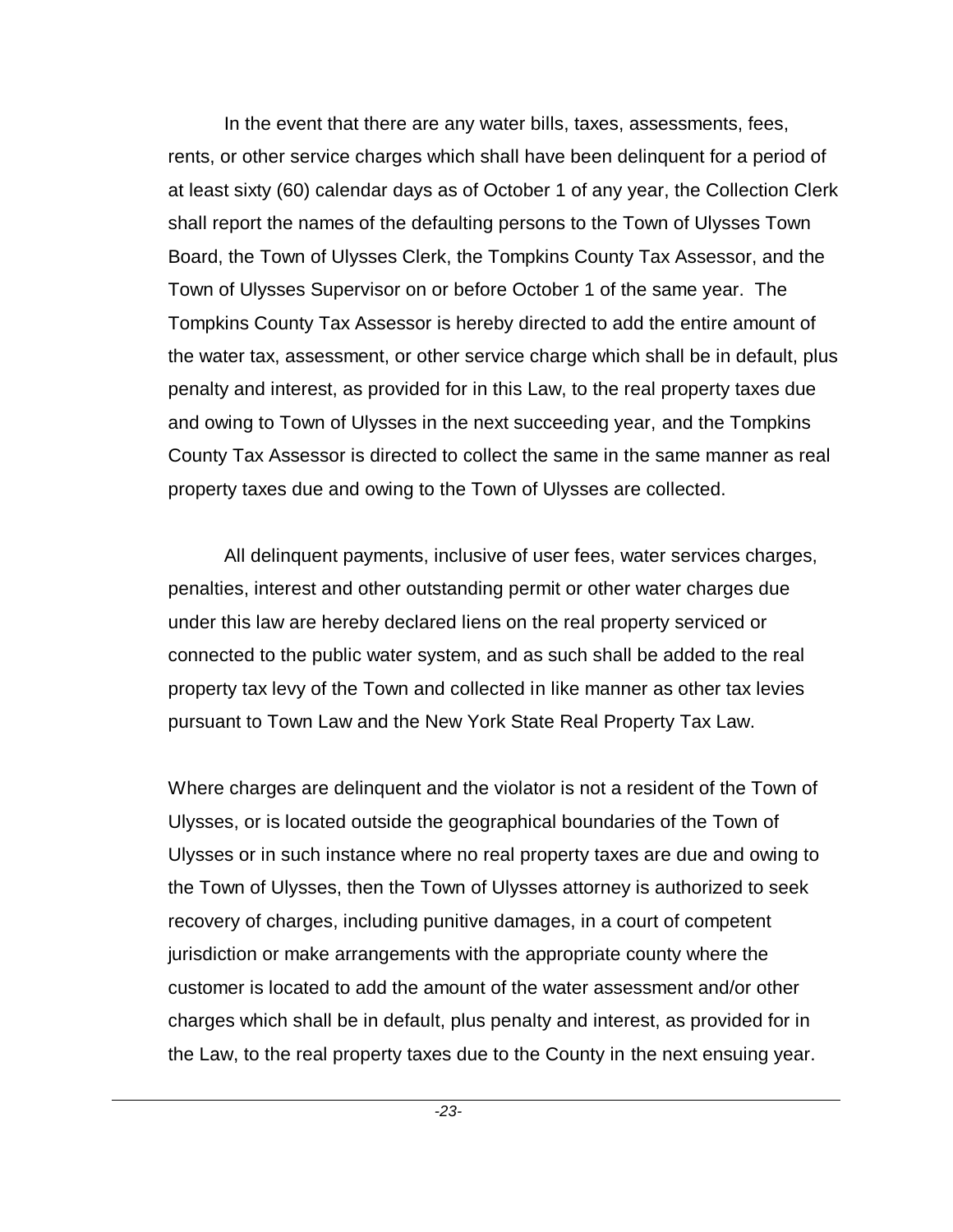In the event that there are any water bills, taxes, assessments, fees, rents, or other service charges which shall have been delinquent for a period of at least sixty (60) calendar days as of October 1 of any year, the Collection Clerk shall report the names of the defaulting persons to the Town of Ulysses Town Board, the Town of Ulysses Clerk, the Tompkins County Tax Assessor, and the Town of Ulysses Supervisor on or before October 1 of the same year. The Tompkins County Tax Assessor is hereby directed to add the entire amount of the water tax, assessment, or other service charge which shall be in default, plus penalty and interest, as provided for in this Law, to the real property taxes due and owing to Town of Ulysses in the next succeeding year, and the Tompkins County Tax Assessor is directed to collect the same in the same manner as real property taxes due and owing to the Town of Ulysses are collected.

All delinquent payments, inclusive of user fees, water services charges, penalties, interest and other outstanding permit or other water charges due under this law are hereby declared liens on the real property serviced or connected to the public water system, and as such shall be added to the real property tax levy of the Town and collected in like manner as other tax levies pursuant to Town Law and the New York State Real Property Tax Law.

Where charges are delinquent and the violator is not a resident of the Town of Ulysses, or is located outside the geographical boundaries of the Town of Ulysses or in such instance where no real property taxes are due and owing to the Town of Ulysses, then the Town of Ulysses attorney is authorized to seek recovery of charges, including punitive damages, in a court of competent jurisdiction or make arrangements with the appropriate county where the customer is located to add the amount of the water assessment and/or other charges which shall be in default, plus penalty and interest, as provided for in the Law, to the real property taxes due to the County in the next ensuing year.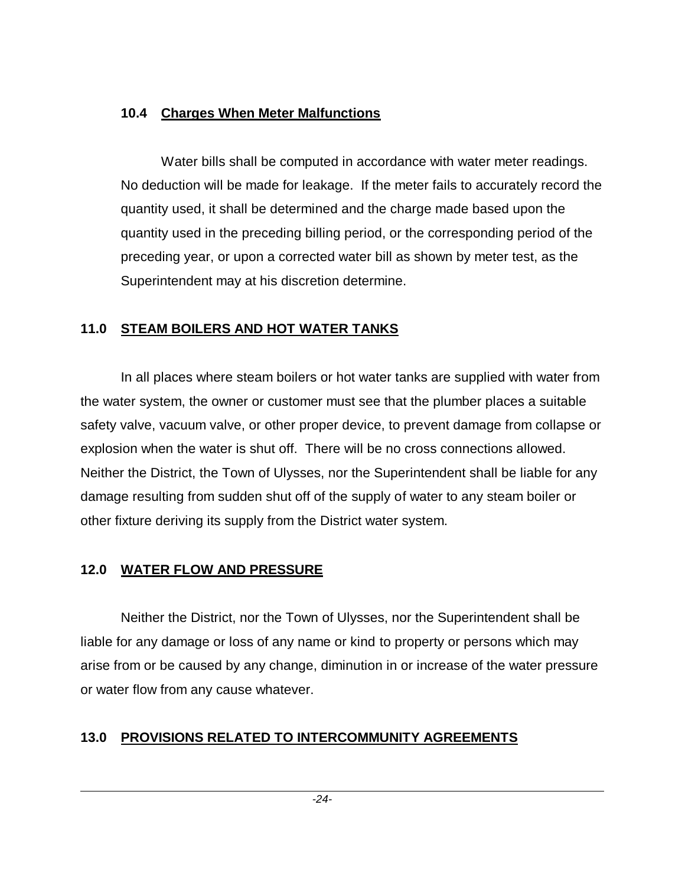### 10.4 Charges When Meter Malfunctions

Water bills shall be computed in accordance with water meter readings. No deduction will be made for leakage. If the meter fails to accurately record the quantity used, it shall be determined and the charge made based upon the quantity used in the preceding billing period, or the corresponding period of the preceding year, or upon a corrected water bill as shown by meter test, as the Superintendent may at his discretion determine.

## 11.0 STEAM BOILERS AND HOT WATER TANKS

In all places where steam boilers or hot water tanks are supplied with water from the water system, the owner or customer must see that the plumber places a suitable safety valve, vacuum valve, or other proper device, to prevent damage from collapse or explosion when the water is shut off. There will be no cross connections allowed. Neither the District, the Town of Ulysses, nor the Superintendent shall be liable for any damage resulting from sudden shut off of the supply of water to any steam boiler or other fixture deriving its supply from the District water system.

## 12.0 WATER FLOW AND PRESSURE

Neither the District, nor the Town of Ulysses, nor the Superintendent shall be liable for any damage or loss of any name or kind to property or persons which may arise from or be caused by any change, diminution in or increase of the water pressure or water flow from any cause whatever.

## 13.0 PROVISIONS RELATED TO INTERCOMMUNITY AGREEMENTS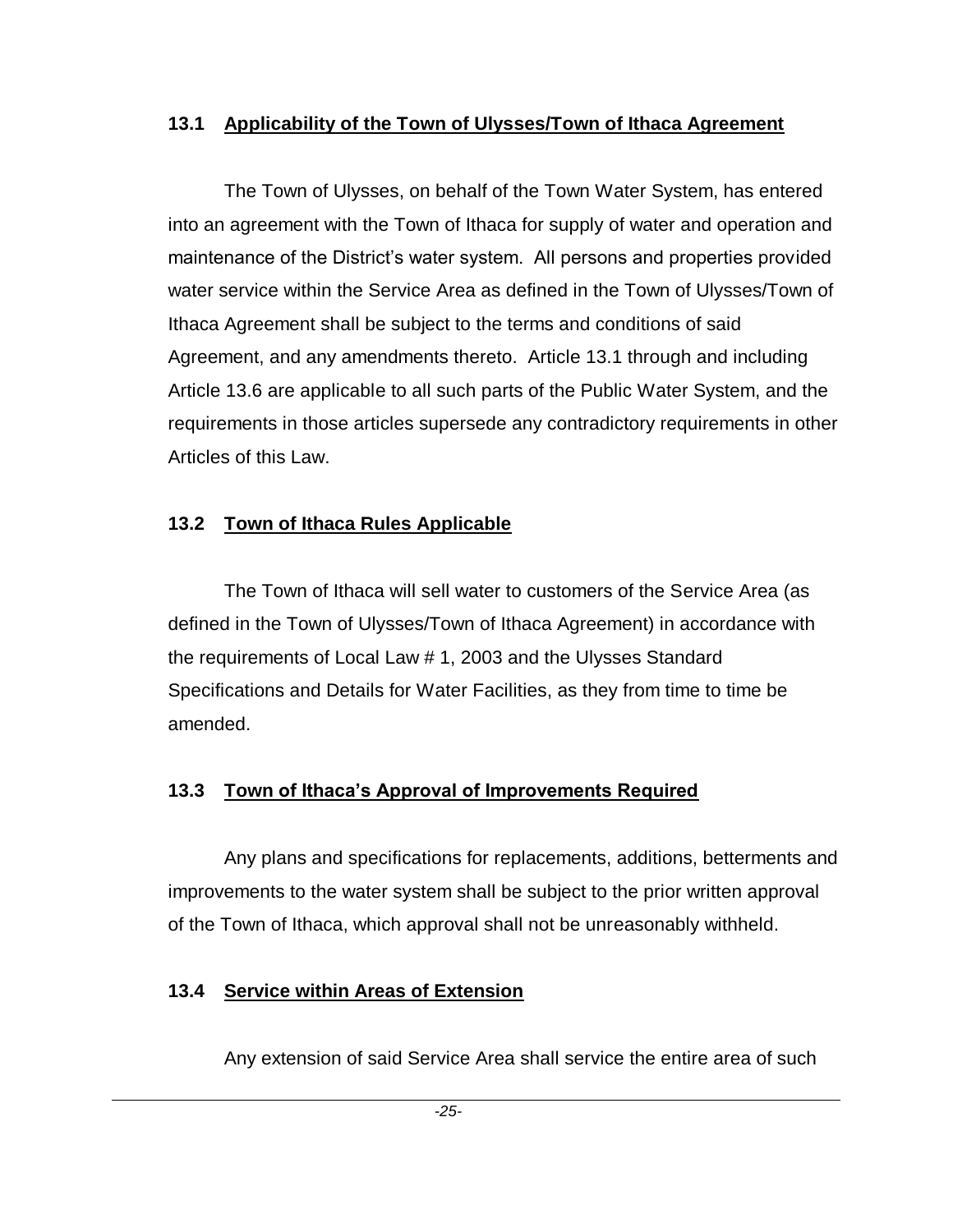### 13.1 Applicability of the Town of Ulysses/Town of Ithaca Agreement

The Town of Ulysses, on behalf of the Town Water System, has entered into an agreement with the Town of Ithaca for supply of water and operation and maintenance of the District's water system. All persons and properties provided water service within the Service Area as defined in the Town of Ulysses/Town of Ithaca Agreement shall be subject to the terms and conditions of said Agreement, and any amendments thereto. Article 13.1 through and including Article 13.6 are applicable to all such parts of the Public Water System, and the requirements in those articles supersede any contradictory requirements in other Articles of this Law.

### 13.2 Town of Ithaca Rules Applicable

The Town of Ithaca will sell water to customers of the Service Area (as defined in the Town of Ulysses/Town of Ithaca Agreement) in accordance with the requirements of Local Law # 1, 2003 and the Ulysses Standard Specifications and Details for Water Facilities, as they from time to time be amended.

### 13.3 Town of Ithaca's Approval of Improvements Required

Any plans and specifications for replacements, additions, betterments and improvements to the water system shall be subject to the prior written approval of the Town of Ithaca, which approval shall not be unreasonably withheld.

### 13.4 Service within Areas of Extension

Any extension of said Service Area shall service the entire area of such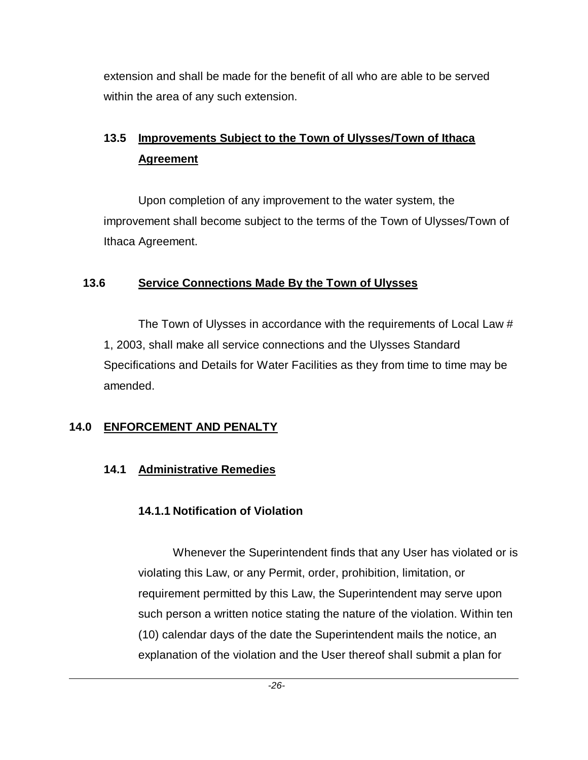extension and shall be made for the benefit of all who are able to be served within the area of any such extension.

### 13.5 Improvements Subject to the Town of Ulysses/Town of Ithaca Agreement

Upon completion of any improvement to the water system, the improvement shall become subject to the terms of the Town of Ulysses/Town of Ithaca Agreement.

### 13.6 Service Connections Made By the Town of Ulysses

The Town of Ulysses in accordance with the requirements of Local Law # 1, 2003, shall make all service connections and the Ulysses Standard Specifications and Details for Water Facilities as they from time to time may be amended.

## 14.0 ENFORCEMENT AND PENALTY

### 14.1 Administrative Remedies

#### 14.1.1 Notification of Violation

Whenever the Superintendent finds that any User has violated or is violating this Law, or any Permit, order, prohibition, limitation, or requirement permitted by this Law, the Superintendent may serve upon such person a written notice stating the nature of the violation. Within ten (10) calendar days of the date the Superintendent mails the notice, an explanation of the violation and the User thereof shall submit a plan for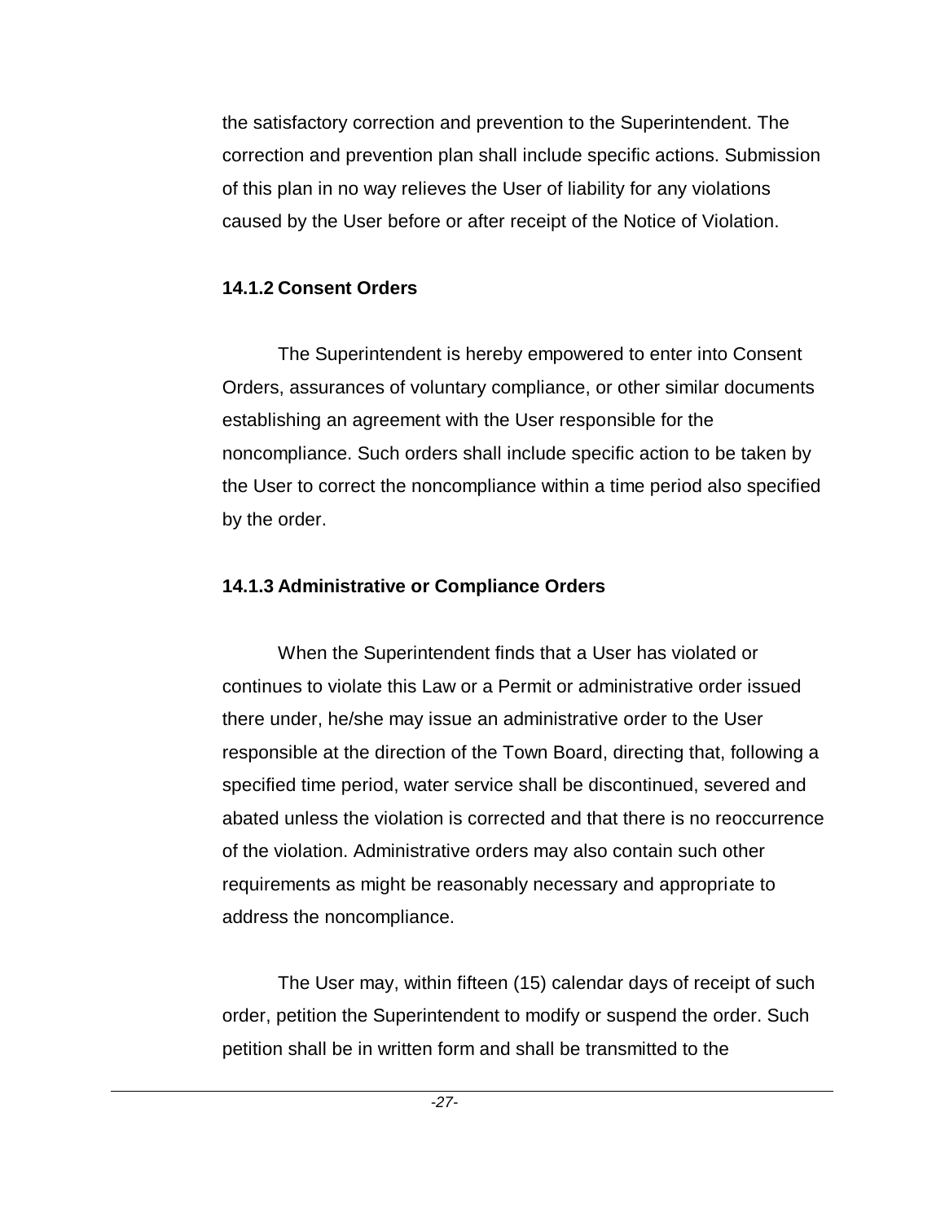the satisfactory correction and prevention to the Superintendent. The correction and prevention plan shall include specific actions. Submission of this plan in no way relieves the User of liability for any violations caused by the User before or after receipt of the Notice of Violation.

### 14.1.2 Consent Orders

The Superintendent is hereby empowered to enter into Consent Orders, assurances of voluntary compliance, or other similar documents establishing an agreement with the User responsible for the noncompliance. Such orders shall include specific action to be taken by the User to correct the noncompliance within a time period also specified by the order.

### 14.1.3 Administrative or Compliance Orders

When the Superintendent finds that a User has violated or continues to violate this Law or a Permit or administrative order issued there under, he/she may issue an administrative order to the User responsible at the direction of the Town Board, directing that, following a specified time period, water service shall be discontinued, severed and abated unless the violation is corrected and that there is no reoccurrence of the violation. Administrative orders may also contain such other requirements as might be reasonably necessary and appropriate to address the noncompliance.

The User may, within fifteen (15) calendar days of receipt of such order, petition the Superintendent to modify or suspend the order. Such petition shall be in written form and shall be transmitted to the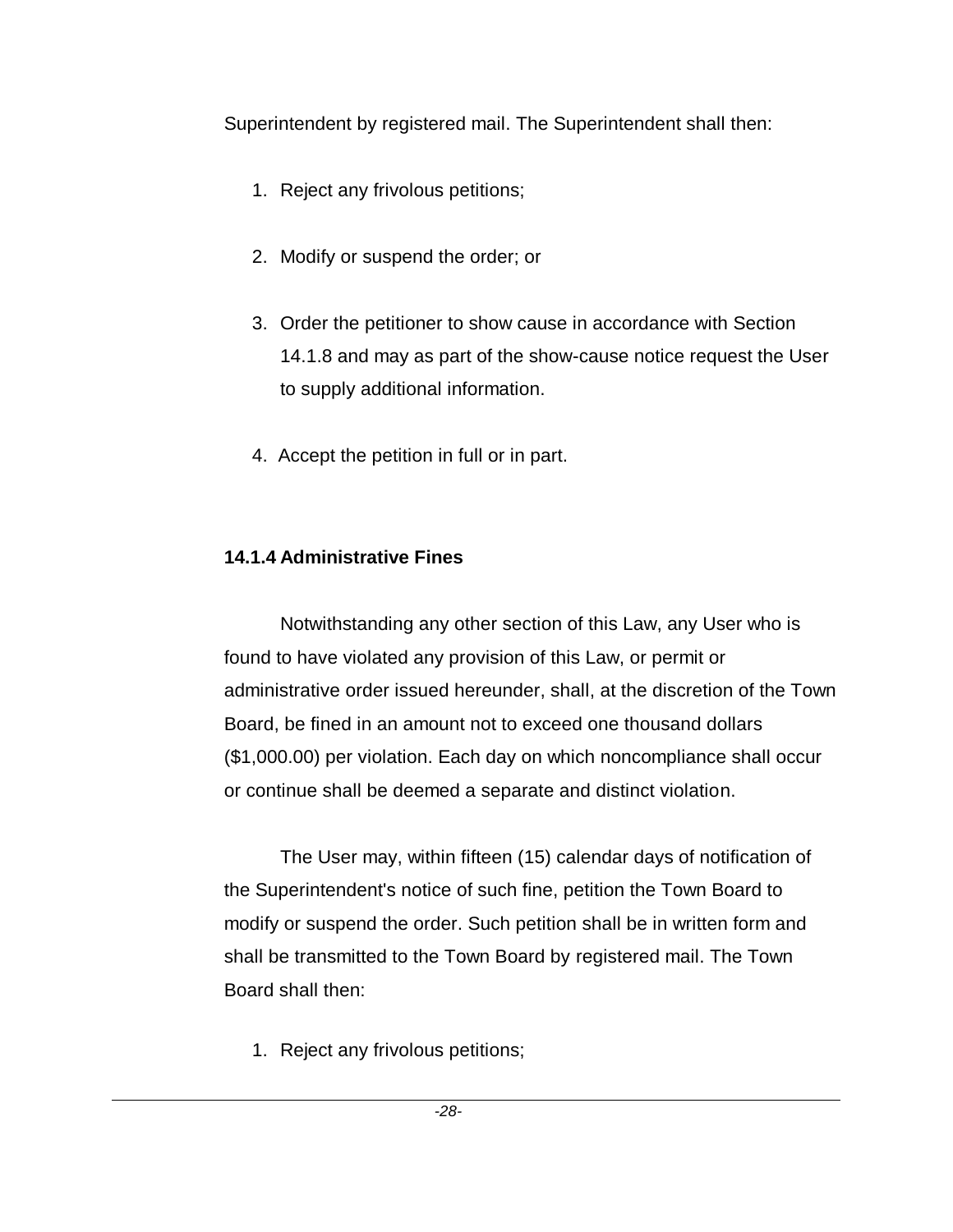Superintendent by registered mail. The Superintendent shall then:

1. Reject any frivolous petitions;
2. Modify or suspend the order; or
3. Order the petitioner to show cause in accordance with Section 14.1.8 and may as part of the show-cause notice request the User to supply additional information.
4. Accept the petition in full or in part.

#### 14.1.4 Administrative Fines

Notwithstanding any other section of this Law, any User who is found to have violated any provision of this Law, or permit or administrative order issued hereunder, shall, at the discretion of the Town Board, be fined in an amount not to exceed one thousand dollars ($1,000.00) per violation. Each day on which noncompliance shall occur or continue shall be deemed a separate and distinct violation.

The User may, within fifteen (15) calendar days of notification of the Superintendent's notice of such fine, petition the Town Board to modify or suspend the order. Such petition shall be in written form and shall be transmitted to the Town Board by registered mail. The Town Board shall then:

1. Reject any frivolous petitions;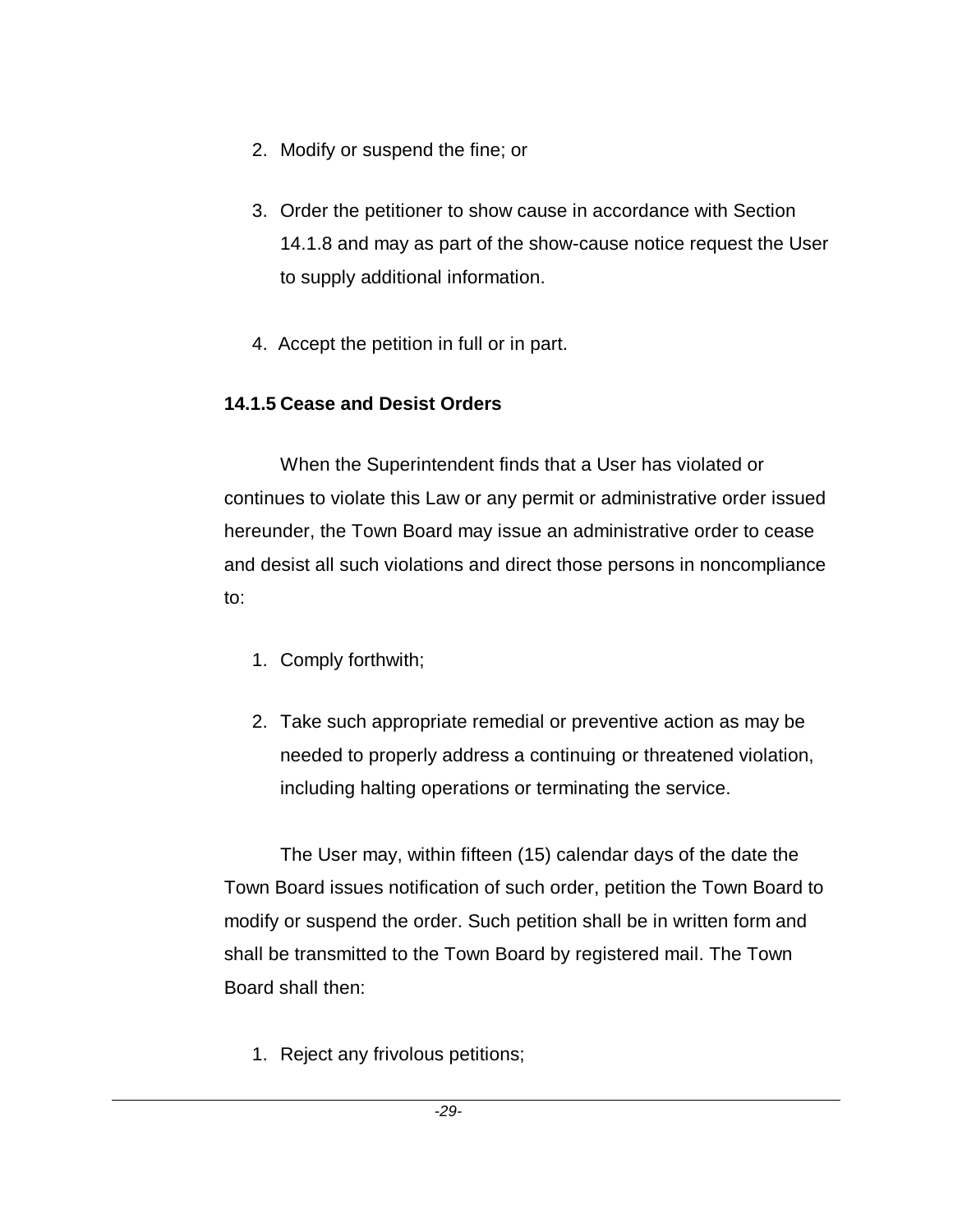2. Modify or suspend the fine; or

3. Order the petitioner to show cause in accordance with Section 14.1.8 and may as part of the show-cause notice request the User to supply additional information.

4. Accept the petition in full or in part.

**14.1.5 Cease and Desist Orders**

When the Superintendent finds that a User has violated or continues to violate this Law or any permit or administrative order issued hereunder, the Town Board may issue an administrative order to cease and desist all such violations and direct those persons in noncompliance to:

1. Comply forthwith;

2. Take such appropriate remedial or preventive action as may be needed to properly address a continuing or threatened violation, including halting operations or terminating the service.

The User may, within fifteen (15) calendar days of the date the Town Board issues notification of such order, petition the Town Board to modify or suspend the order. Such petition shall be in written form and shall be transmitted to the Town Board by registered mail. The Town Board shall then:

1. Reject any frivolous petitions;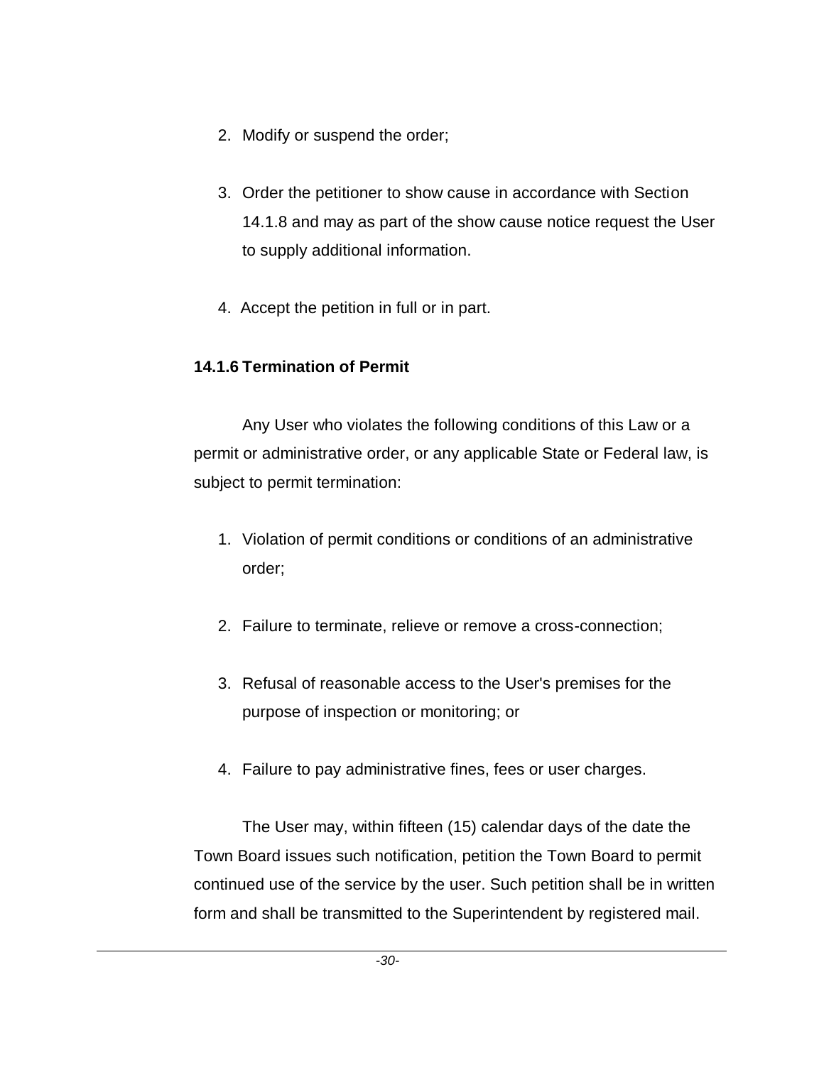2. Modify or suspend the order;

3. Order the petitioner to show cause in accordance with Section 14.1.8 and may as part of the show cause notice request the User to supply additional information.

4. Accept the petition in full or in part.

### 14.1.6 Termination of Permit

Any User who violates the following conditions of this Law or a permit or administrative order, or any applicable State or Federal law, is subject to permit termination:

1. Violation of permit conditions or conditions of an administrative order;

2. Failure to terminate, relieve or remove a cross-connection;

3. Refusal of reasonable access to the User's premises for the purpose of inspection or monitoring; or

4. Failure to pay administrative fines, fees or user charges.

The User may, within fifteen (15) calendar days of the date the Town Board issues such notification, petition the Town Board to permit continued use of the service by the user. Such petition shall be in written form and shall be transmitted to the Superintendent by registered mail.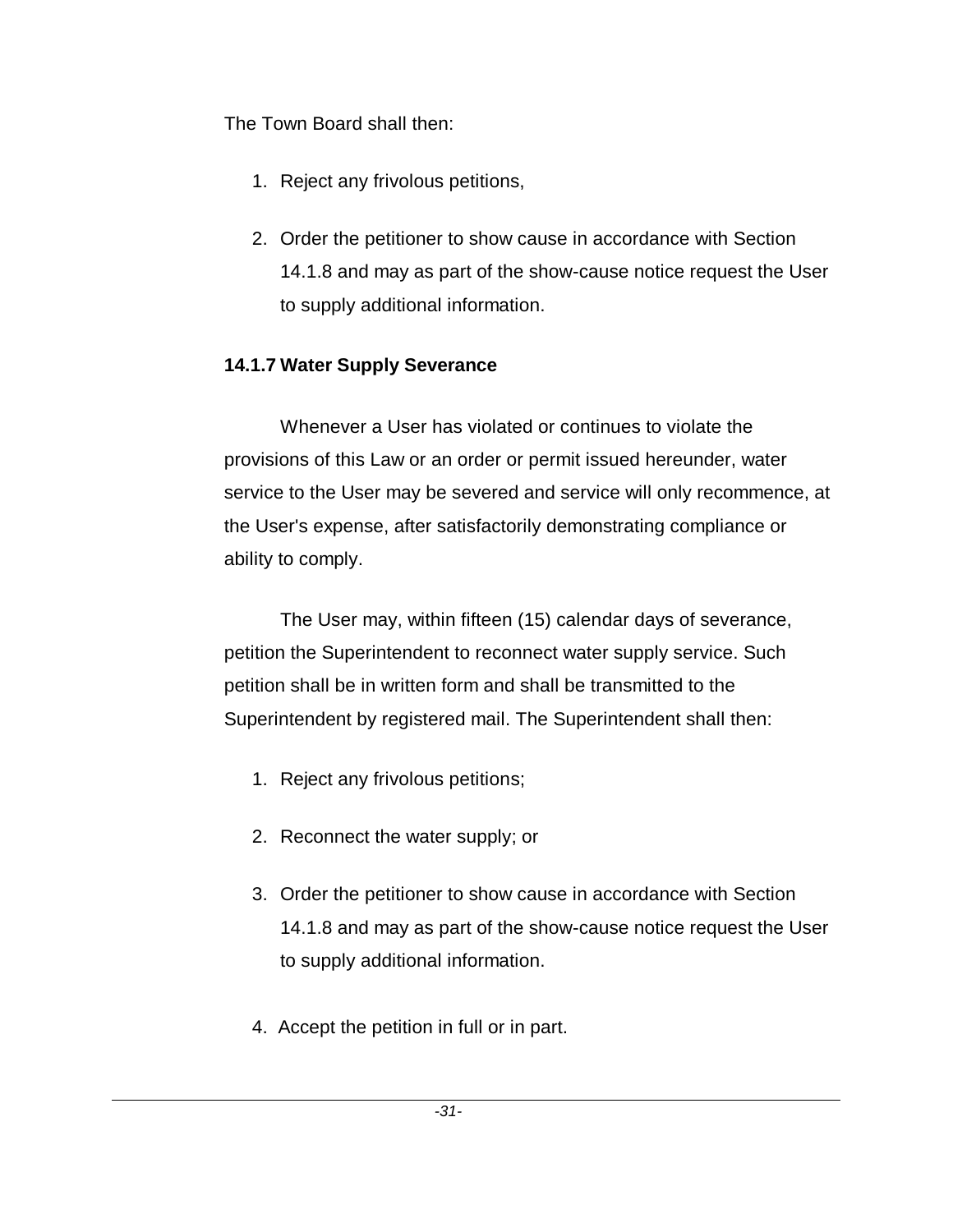The Town Board shall then:

1. Reject any frivolous petitions,

2. Order the petitioner to show cause in accordance with Section 14.1.8 and may as part of the show-cause notice request the User to supply additional information.

### 14.1.7 Water Supply Severance

Whenever a User has violated or continues to violate the provisions of this Law or an order or permit issued hereunder, water service to the User may be severed and service will only recommence, at the User's expense, after satisfactorily demonstrating compliance or ability to comply.

The User may, within fifteen (15) calendar days of severance, petition the Superintendent to reconnect water supply service. Such petition shall be in written form and shall be transmitted to the Superintendent by registered mail. The Superintendent shall then:

1. Reject any frivolous petitions;

2. Reconnect the water supply; or

3. Order the petitioner to show cause in accordance with Section 14.1.8 and may as part of the show-cause notice request the User to supply additional information.

4. Accept the petition in full or in part.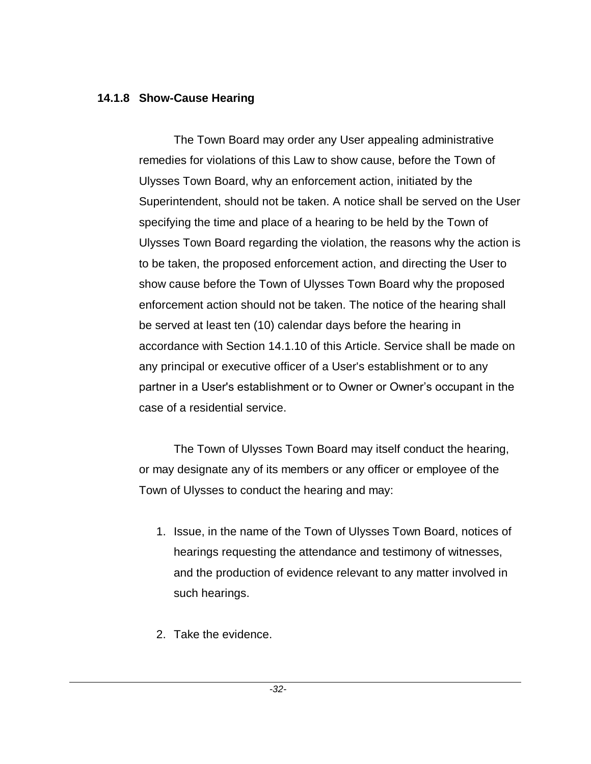### 14.1.8 Show-Cause Hearing

The Town Board may order any User appealing administrative remedies for violations of this Law to show cause, before the Town of Ulysses Town Board, why an enforcement action, initiated by the Superintendent, should not be taken. A notice shall be served on the User specifying the time and place of a hearing to be held by the Town of Ulysses Town Board regarding the violation, the reasons why the action is to be taken, the proposed enforcement action, and directing the User to show cause before the Town of Ulysses Town Board why the proposed enforcement action should not be taken. The notice of the hearing shall be served at least ten (10) calendar days before the hearing in accordance with Section 14.1.10 of this Article. Service shall be made on any principal or executive officer of a User's establishment or to any partner in a User's establishment or to Owner or Owner's occupant in the case of a residential service.

The Town of Ulysses Town Board may itself conduct the hearing, or may designate any of its members or any officer or employee of the Town of Ulysses to conduct the hearing and may:

1. Issue, in the name of the Town of Ulysses Town Board, notices of hearings requesting the attendance and testimony of witnesses, and the production of evidence relevant to any matter involved in such hearings.

2. Take the evidence.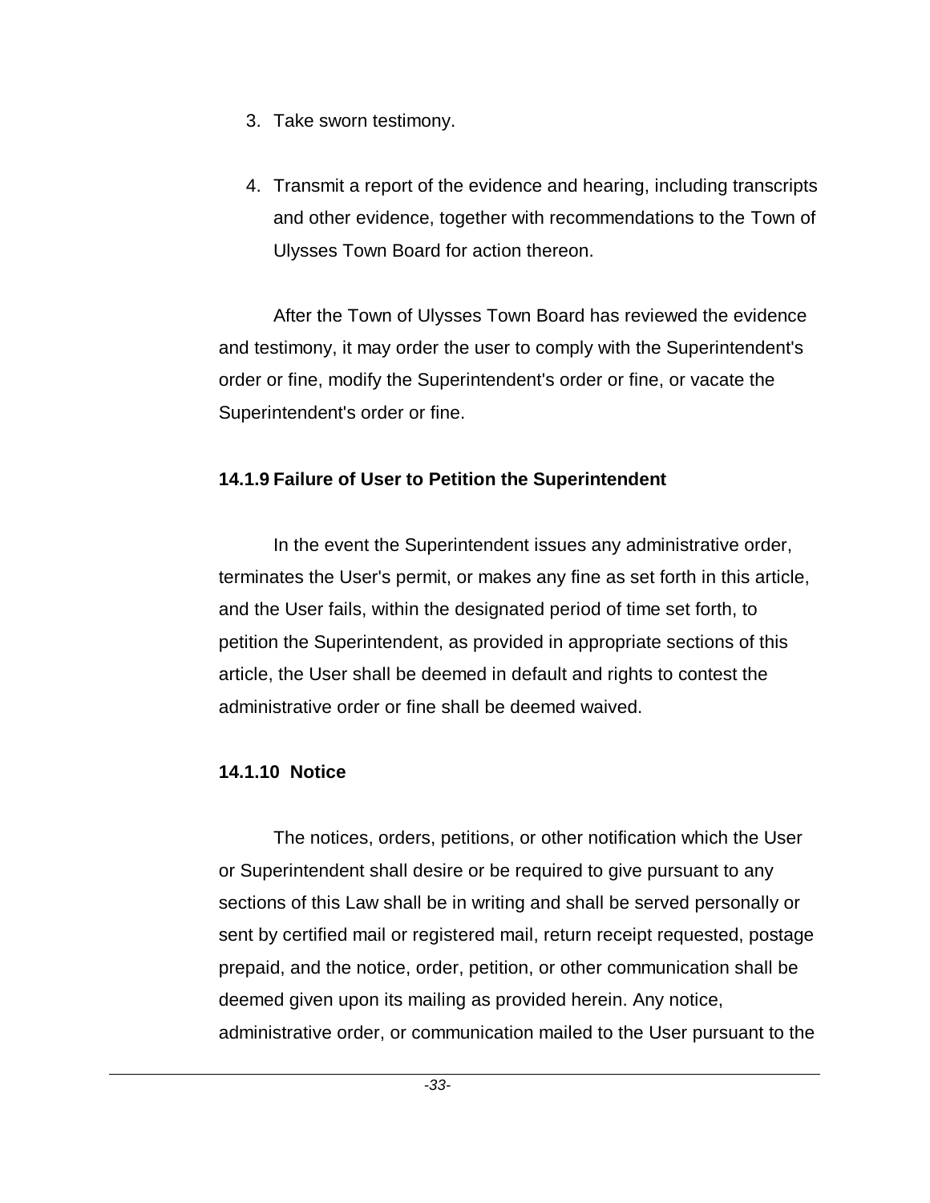3. Take sworn testimony.

4. Transmit a report of the evidence and hearing, including transcripts and other evidence, together with recommendations to the Town of Ulysses Town Board for action thereon.

After the Town of Ulysses Town Board has reviewed the evidence and testimony, it may order the user to comply with the Superintendent's order or fine, modify the Superintendent's order or fine, or vacate the Superintendent's order or fine.

**14.1.9 Failure of User to Petition the Superintendent**

In the event the Superintendent issues any administrative order, terminates the User's permit, or makes any fine as set forth in this article, and the User fails, within the designated period of time set forth, to petition the Superintendent, as provided in appropriate sections of this article, the User shall be deemed in default and rights to contest the administrative order or fine shall be deemed waived.

**14.1.10 Notice**

The notices, orders, petitions, or other notification which the User or Superintendent shall desire or be required to give pursuant to any sections of this Law shall be in writing and shall be served personally or sent by certified mail or registered mail, return receipt requested, postage prepaid, and the notice, order, petition, or other communication shall be deemed given upon its mailing as provided herein. Any notice, administrative order, or communication mailed to the User pursuant to the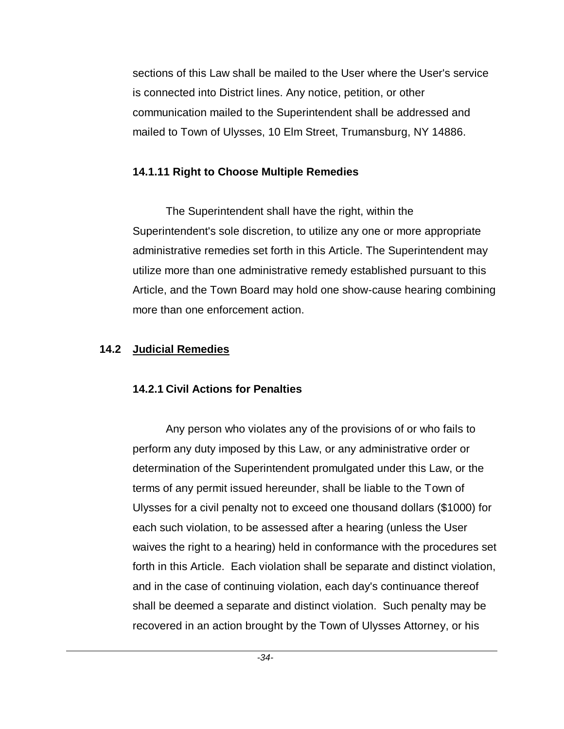sections of this Law shall be mailed to the User where the User's service is connected into District lines. Any notice, petition, or other communication mailed to the Superintendent shall be addressed and mailed to Town of Ulysses, 10 Elm Street, Trumansburg, NY 14886.

#### 14.1.11 Right to Choose Multiple Remedies

The Superintendent shall have the right, within the Superintendent's sole discretion, to utilize any one or more appropriate administrative remedies set forth in this Article. The Superintendent may utilize more than one administrative remedy established pursuant to this Article, and the Town Board may hold one show-cause hearing combining more than one enforcement action.

### 14.2 Judicial Remedies

#### 14.2.1 Civil Actions for Penalties

Any person who violates any of the provisions of or who fails to perform any duty imposed by this Law, or any administrative order or determination of the Superintendent promulgated under this Law, or the terms of any permit issued hereunder, shall be liable to the Town of Ulysses for a civil penalty not to exceed one thousand dollars ($1000) for each such violation, to be assessed after a hearing (unless the User waives the right to a hearing) held in conformance with the procedures set forth in this Article. Each violation shall be separate and distinct violation, and in the case of continuing violation, each day's continuance thereof shall be deemed a separate and distinct violation. Such penalty may be recovered in an action brought by the Town of Ulysses Attorney, or his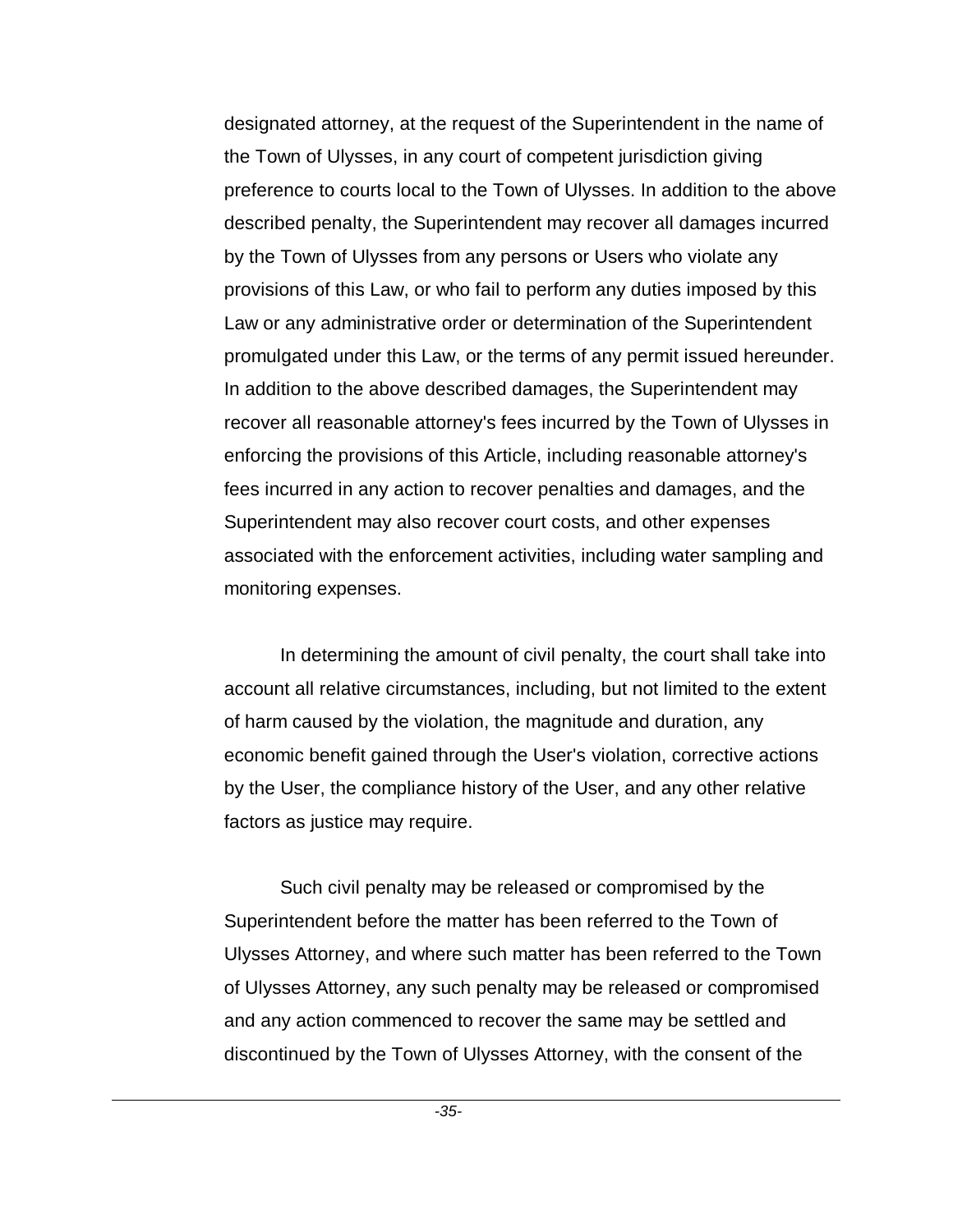designated attorney, at the request of the Superintendent in the name of the Town of Ulysses, in any court of competent jurisdiction giving preference to courts local to the Town of Ulysses. In addition to the above described penalty, the Superintendent may recover all damages incurred by the Town of Ulysses from any persons or Users who violate any provisions of this Law, or who fail to perform any duties imposed by this Law or any administrative order or determination of the Superintendent promulgated under this Law, or the terms of any permit issued hereunder. In addition to the above described damages, the Superintendent may recover all reasonable attorney's fees incurred by the Town of Ulysses in enforcing the provisions of this Article, including reasonable attorney's fees incurred in any action to recover penalties and damages, and the Superintendent may also recover court costs, and other expenses associated with the enforcement activities, including water sampling and monitoring expenses.

In determining the amount of civil penalty, the court shall take into account all relative circumstances, including, but not limited to the extent of harm caused by the violation, the magnitude and duration, any economic benefit gained through the User's violation, corrective actions by the User, the compliance history of the User, and any other relative factors as justice may require.

Such civil penalty may be released or compromised by the Superintendent before the matter has been referred to the Town of Ulysses Attorney, and where such matter has been referred to the Town of Ulysses Attorney, any such penalty may be released or compromised and any action commenced to recover the same may be settled and discontinued by the Town of Ulysses Attorney, with the consent of the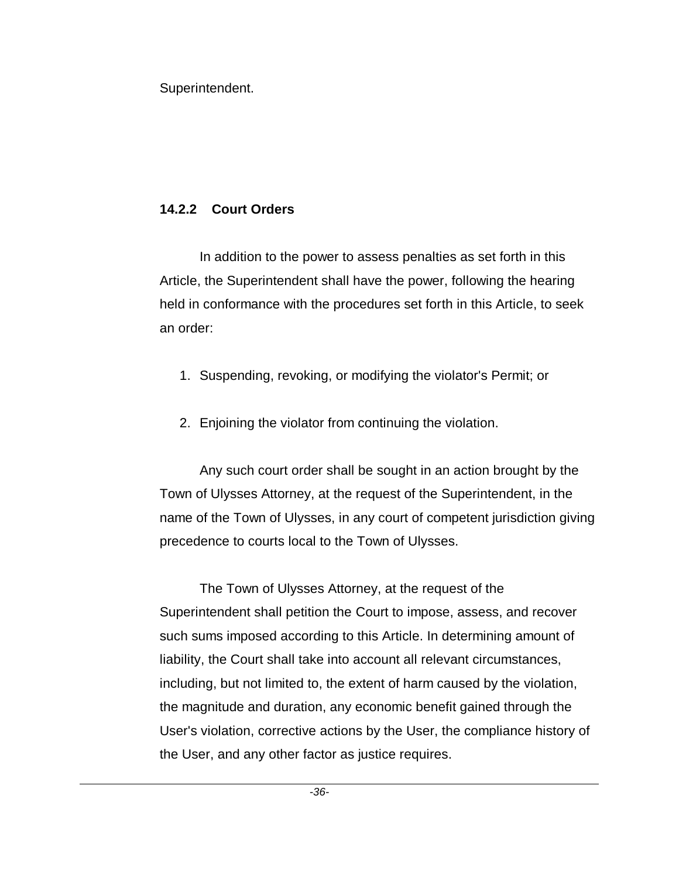Superintendent.

### 14.2.2 Court Orders

In addition to the power to assess penalties as set forth in this Article, the Superintendent shall have the power, following the hearing held in conformance with the procedures set forth in this Article, to seek an order:

1. Suspending, revoking, or modifying the violator's Permit; or
2. Enjoining the violator from continuing the violation.

Any such court order shall be sought in an action brought by the Town of Ulysses Attorney, at the request of the Superintendent, in the name of the Town of Ulysses, in any court of competent jurisdiction giving precedence to courts local to the Town of Ulysses.

The Town of Ulysses Attorney, at the request of the Superintendent shall petition the Court to impose, assess, and recover such sums imposed according to this Article. In determining amount of liability, the Court shall take into account all relevant circumstances, including, but not limited to, the extent of harm caused by the violation, the magnitude and duration, any economic benefit gained through the User's violation, corrective actions by the User, the compliance history of the User, and any other factor as justice requires.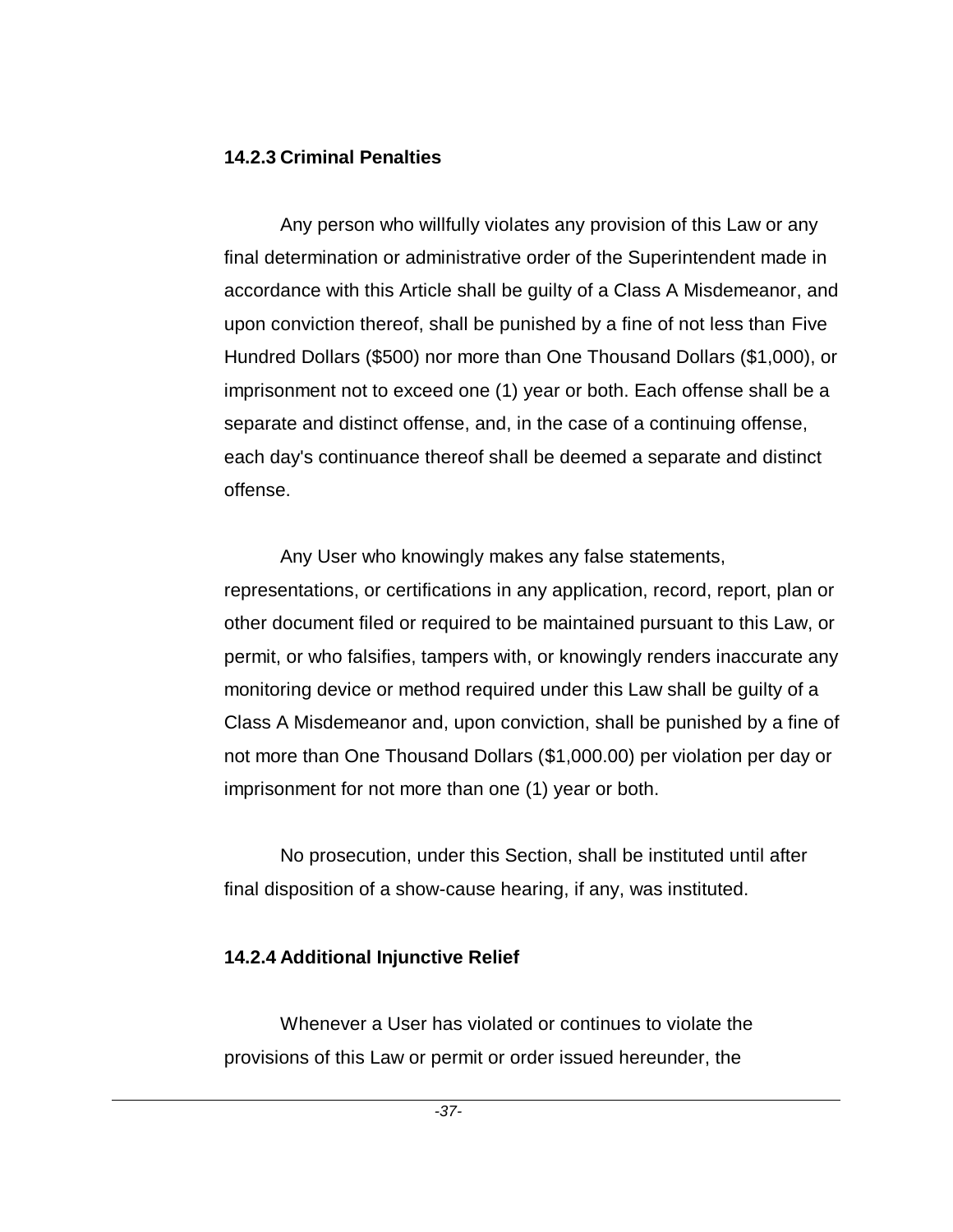### 14.2.3 Criminal Penalties

Any person who willfully violates any provision of this Law or any final determination or administrative order of the Superintendent made in accordance with this Article shall be guilty of a Class A Misdemeanor, and upon conviction thereof, shall be punished by a fine of not less than Five Hundred Dollars ($500) nor more than One Thousand Dollars ($1,000), or imprisonment not to exceed one (1) year or both. Each offense shall be a separate and distinct offense, and, in the case of a continuing offense, each day's continuance thereof shall be deemed a separate and distinct offense.

Any User who knowingly makes any false statements, representations, or certifications in any application, record, report, plan or other document filed or required to be maintained pursuant to this Law, or permit, or who falsifies, tampers with, or knowingly renders inaccurate any monitoring device or method required under this Law shall be guilty of a Class A Misdemeanor and, upon conviction, shall be punished by a fine of not more than One Thousand Dollars ($1,000.00) per violation per day or imprisonment for not more than one (1) year or both.

No prosecution, under this Section, shall be instituted until after final disposition of a show-cause hearing, if any, was instituted.

### 14.2.4 Additional Injunctive Relief

Whenever a User has violated or continues to violate the provisions of this Law or permit or order issued hereunder, the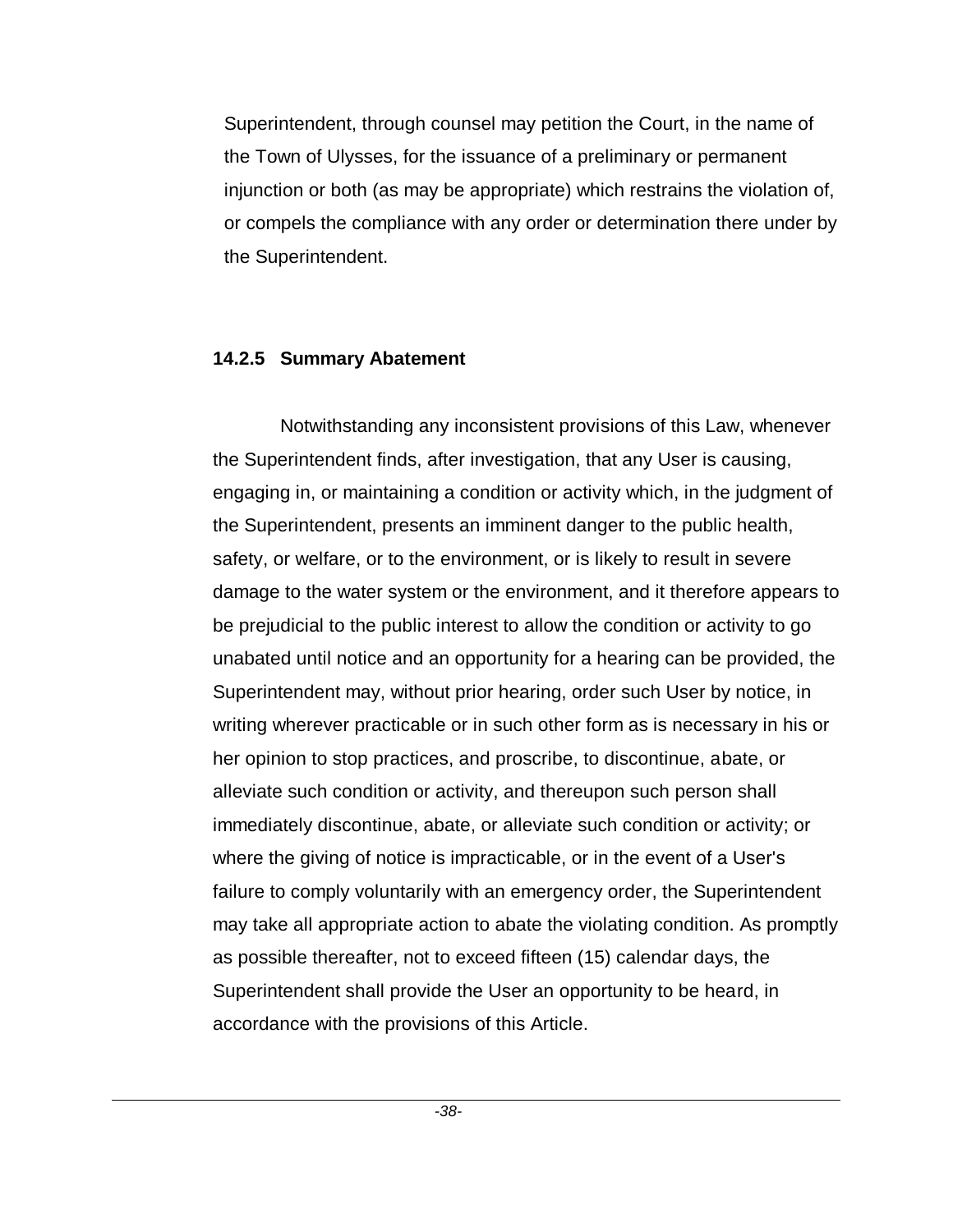Superintendent, through counsel may petition the Court, in the name of the Town of Ulysses, for the issuance of a preliminary or permanent injunction or both (as may be appropriate) which restrains the violation of, or compels the compliance with any order or determination there under by the Superintendent.

### 14.2.5 Summary Abatement

Notwithstanding any inconsistent provisions of this Law, whenever the Superintendent finds, after investigation, that any User is causing, engaging in, or maintaining a condition or activity which, in the judgment of the Superintendent, presents an imminent danger to the public health, safety, or welfare, or to the environment, or is likely to result in severe damage to the water system or the environment, and it therefore appears to be prejudicial to the public interest to allow the condition or activity to go unabated until notice and an opportunity for a hearing can be provided, the Superintendent may, without prior hearing, order such User by notice, in writing wherever practicable or in such other form as is necessary in his or her opinion to stop practices, and proscribe, to discontinue, abate, or alleviate such condition or activity, and thereupon such person shall immediately discontinue, abate, or alleviate such condition or activity; or where the giving of notice is impracticable, or in the event of a User's failure to comply voluntarily with an emergency order, the Superintendent may take all appropriate action to abate the violating condition. As promptly as possible thereafter, not to exceed fifteen (15) calendar days, the Superintendent shall provide the User an opportunity to be heard, in accordance with the provisions of this Article.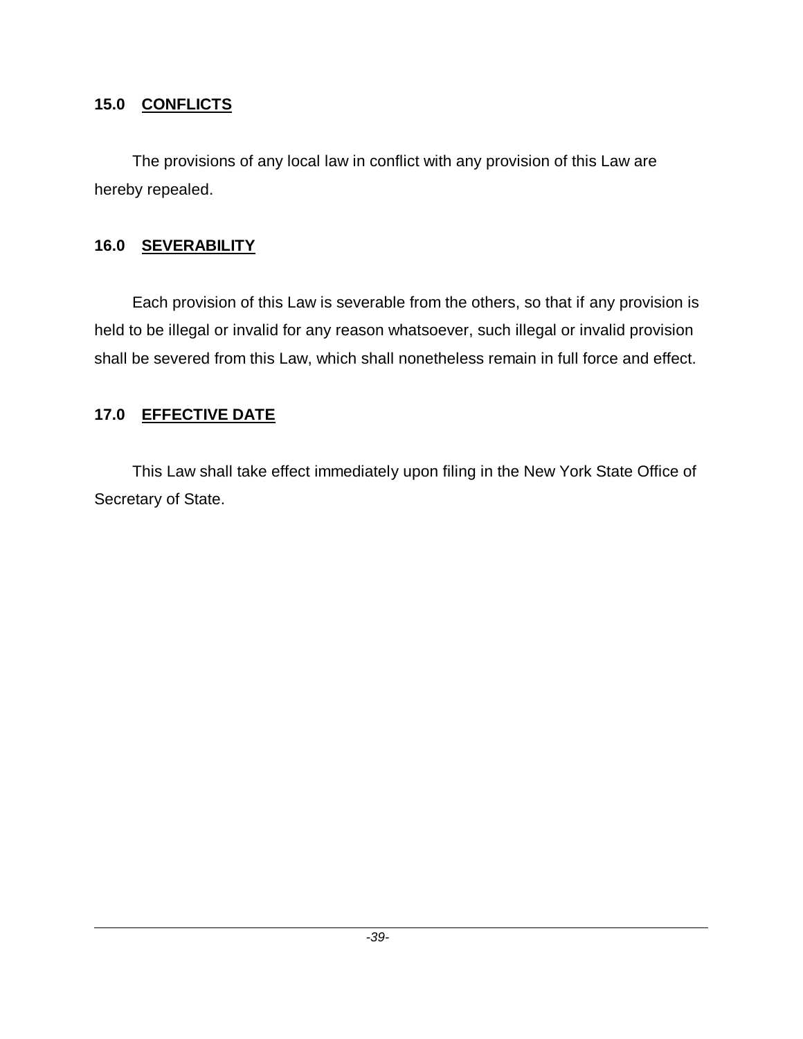## 15.0 CONFLICTS

The provisions of any local law in conflict with any provision of this Law are hereby repealed.

## 16.0 SEVERABILITY

Each provision of this Law is severable from the others, so that if any provision is held to be illegal or invalid for any reason whatsoever, such illegal or invalid provision shall be severed from this Law, which shall nonetheless remain in full force and effect.

## 17.0 EFFECTIVE DATE

This Law shall take effect immediately upon filing in the New York State Office of Secretary of State.